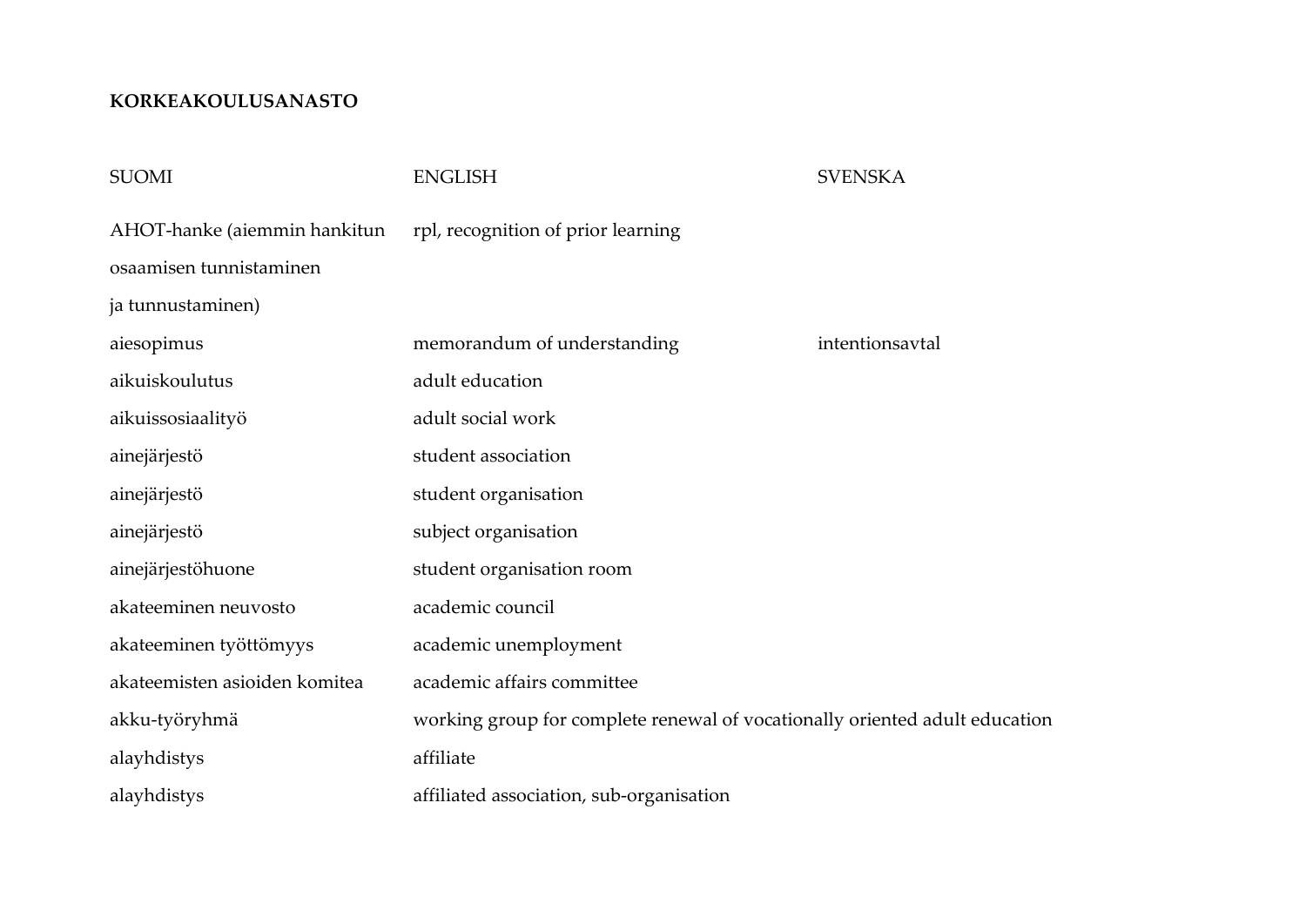**KORKEAKOULUSANASTO**

| SUOMI | ENGLISH | SVENSKA |
|---|---|---|
| AHOT-hanke (aiemmin hankitun osaamisen tunnistaminen ja tunnustaminen) | rpl, recognition of prior learning | |
| aiesopimus | memorandum of understanding | intentionsavtal |
| aikuiskoulutus | adult education | |
| aikuissosiaalityö | adult social work | |
| ainejärjestö | student association | |
| ainejärjestö | student organisation | |
| ainejärjestö | subject organisation | |
| ainejärjestöhuone | student organisation room | |
| akateeminen neuvosto | academic council | |
| akateeminen työttömyys | academic unemployment | |
| akateemisten asioiden komitea | academic affairs committee | |
| akku-työryhmä | working group for complete renewal of vocationally oriented adult education | |
| alayhdistys | affiliate | |
| alayhdistys | affiliated association, sub-organisation | |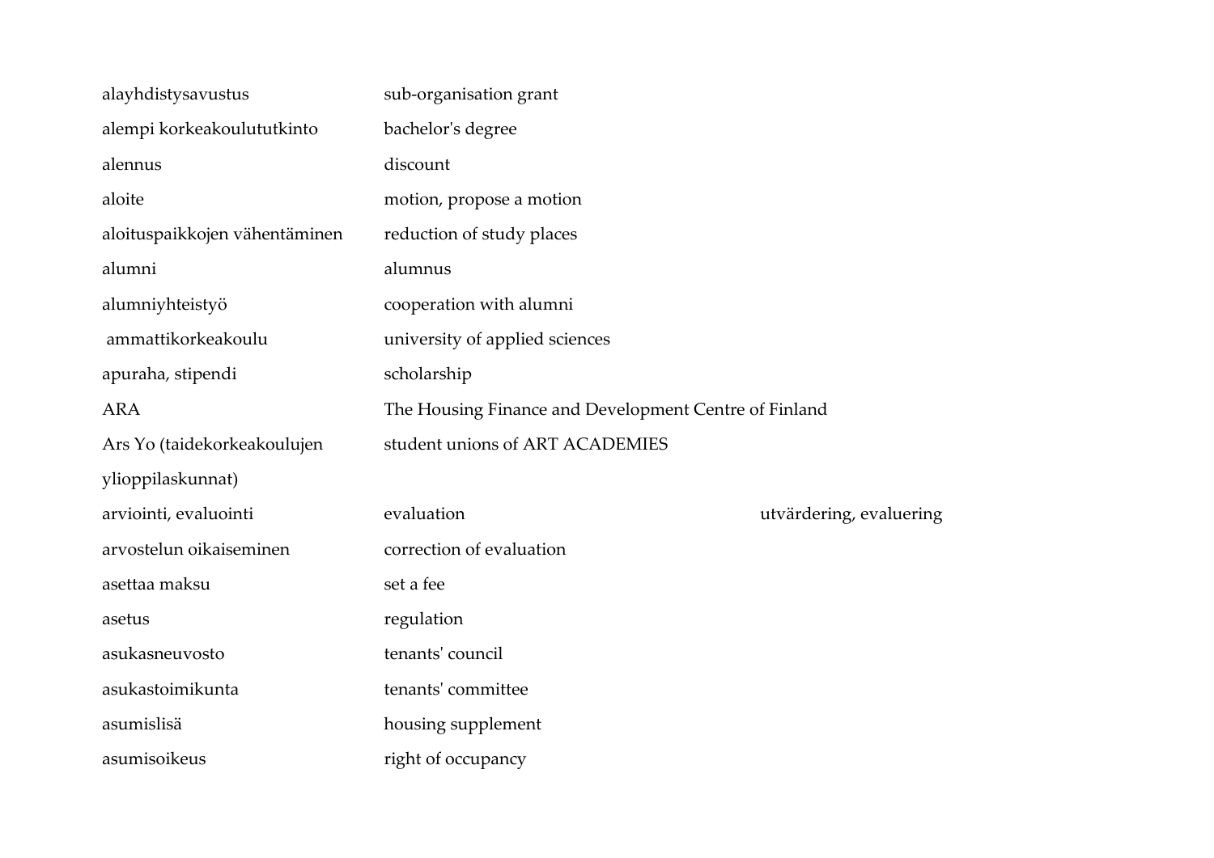| | | |
|---|---|---|
| alayhdistysavustus | sub-organisation grant | |
| alempi korkeakoulututkinto | bachelor's degree | |
| alennus | discount | |
| aloite | motion, propose a motion | |
| aloituspaikkojen vähentäminen | reduction of study places | |
| alumni | alumnus | |
| alumniyhteistyö | cooperation with alumni | |
| ammattikorkeakoulu | university of applied sciences | |
| apuraha, stipendi | scholarship | |
| ARA | The Housing Finance and Development Centre of Finland | |
| Ars Yo (taidekorkeakoulujen ylioppilaskunnat) | student unions of ART ACADEMIES | |
| arviointi, evaluointi | evaluation | utvärdering, evaluering |
| arvostelun oikaiseminen | correction of evaluation | |
| asettaa maksu | set a fee | |
| asetus | regulation | |
| asukasneuvosto | tenants' council | |
| asukastoimikunta | tenants' committee | |
| asumislisä | housing supplement | |
| asumisoikeus | right of occupancy | |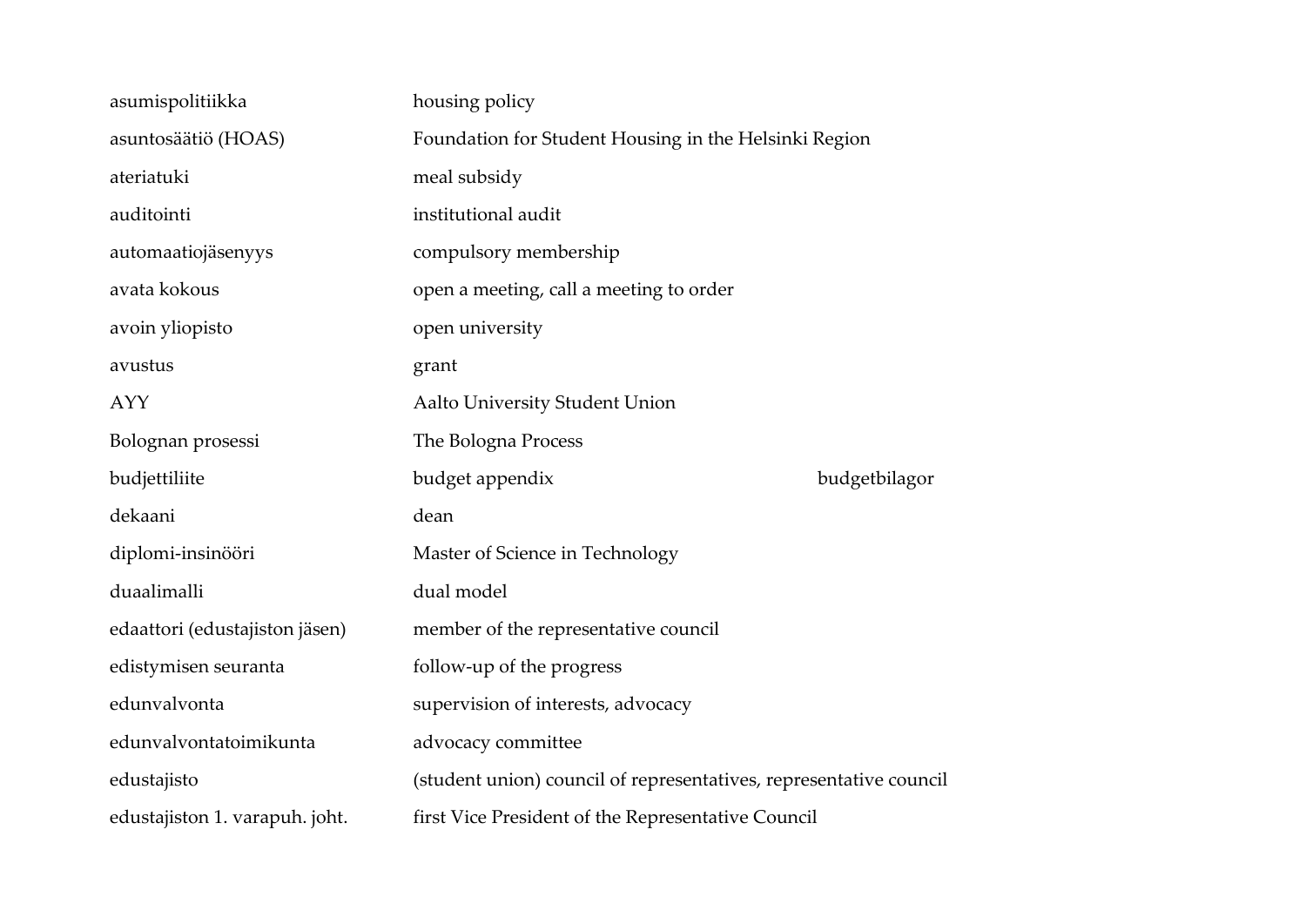| | | |
|---|---|---|
| asumispolitiikka | housing policy | |
| asuntosäätiö (HOAS) | Foundation for Student Housing in the Helsinki Region | |
| ateriatuki | meal subsidy | |
| auditointi | institutional audit | |
| automaatiojäsenyys | compulsory membership | |
| avata kokous | open a meeting, call a meeting to order | |
| avoin yliopisto | open university | |
| avustus | grant | |
| AYY | Aalto University Student Union | |
| Bolognan prosessi | The Bologna Process | |
| budjettiliite | budget appendix | budgetbilagor |
| dekaani | dean | |
| diplomi-insinööri | Master of Science in Technology | |
| duaalimalli | dual model | |
| edaattori (edustajiston jäsen) | member of the representative council | |
| edistymisen seuranta | follow-up of the progress | |
| edunvalvonta | supervision of interests, advocacy | |
| edunvalvontatoimikunta | advocacy committee | |
| edustajisto | (student union) council of representatives, representative council | |
| edustajiston 1. varapuh. joht. | first Vice President of the Representative Council | |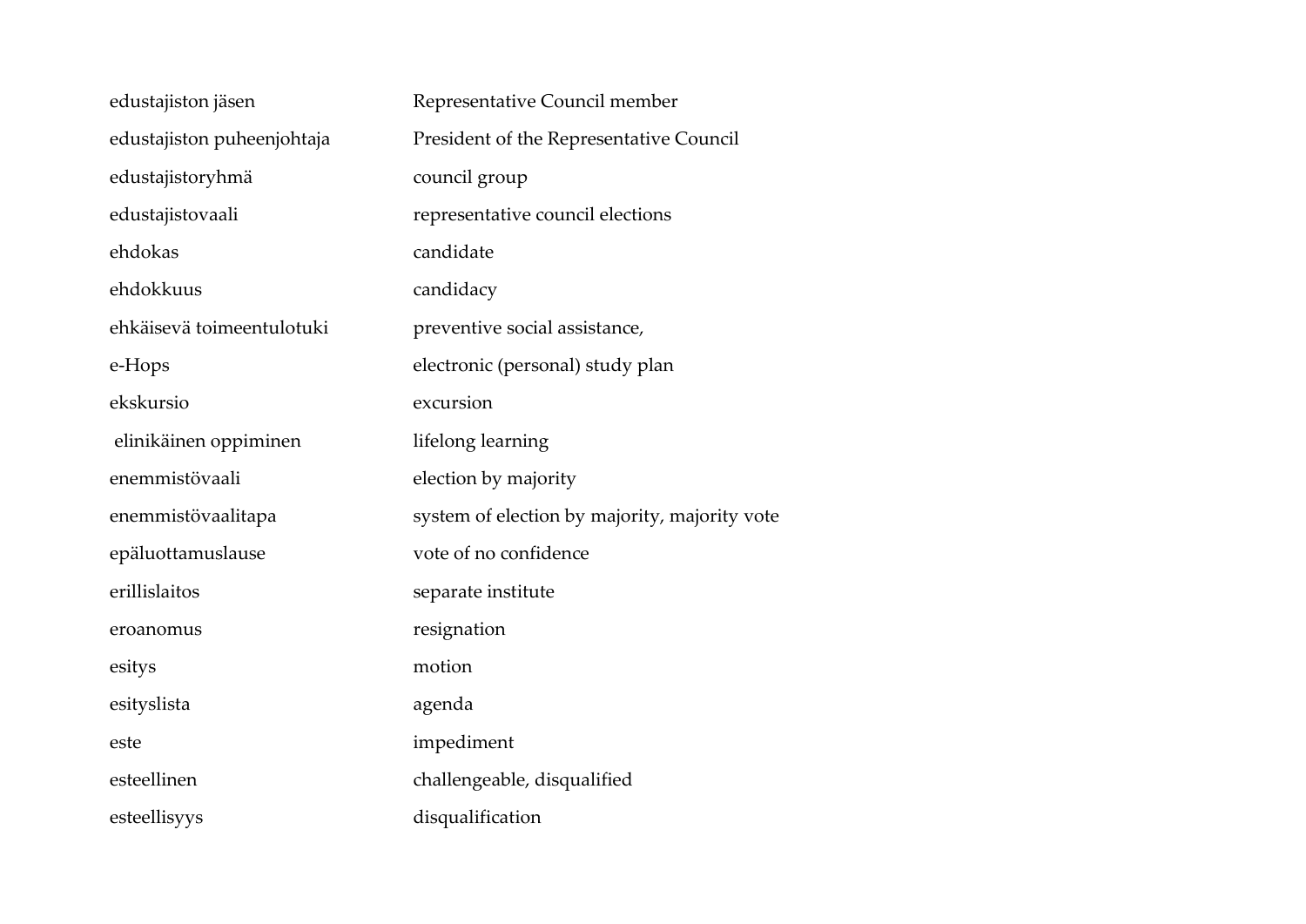| | |
|---|---|
| edustajiston jäsen | Representative Council member |
| edustajiston puheenjohtaja | President of the Representative Council |
| edustajistoryhmä | council group |
| edustajistovaali | representative council elections |
| ehdokas | candidate |
| ehdokkuus | candidacy |
| ehkäisevä toimeentulotuki | preventive social assistance, |
| e-Hops | electronic (personal) study plan |
| ekskursio | excursion |
| elinikäinen oppiminen | lifelong learning |
| enemmistövaali | election by majority |
| enemmistövaalitapa | system of election by majority, majority vote |
| epäluottamuslause | vote of no confidence |
| erillislaitos | separate institute |
| eroanomus | resignation |
| esitys | motion |
| esityslista | agenda |
| este | impediment |
| esteellinen | challengeable, disqualified |
| esteellisyys | disqualification |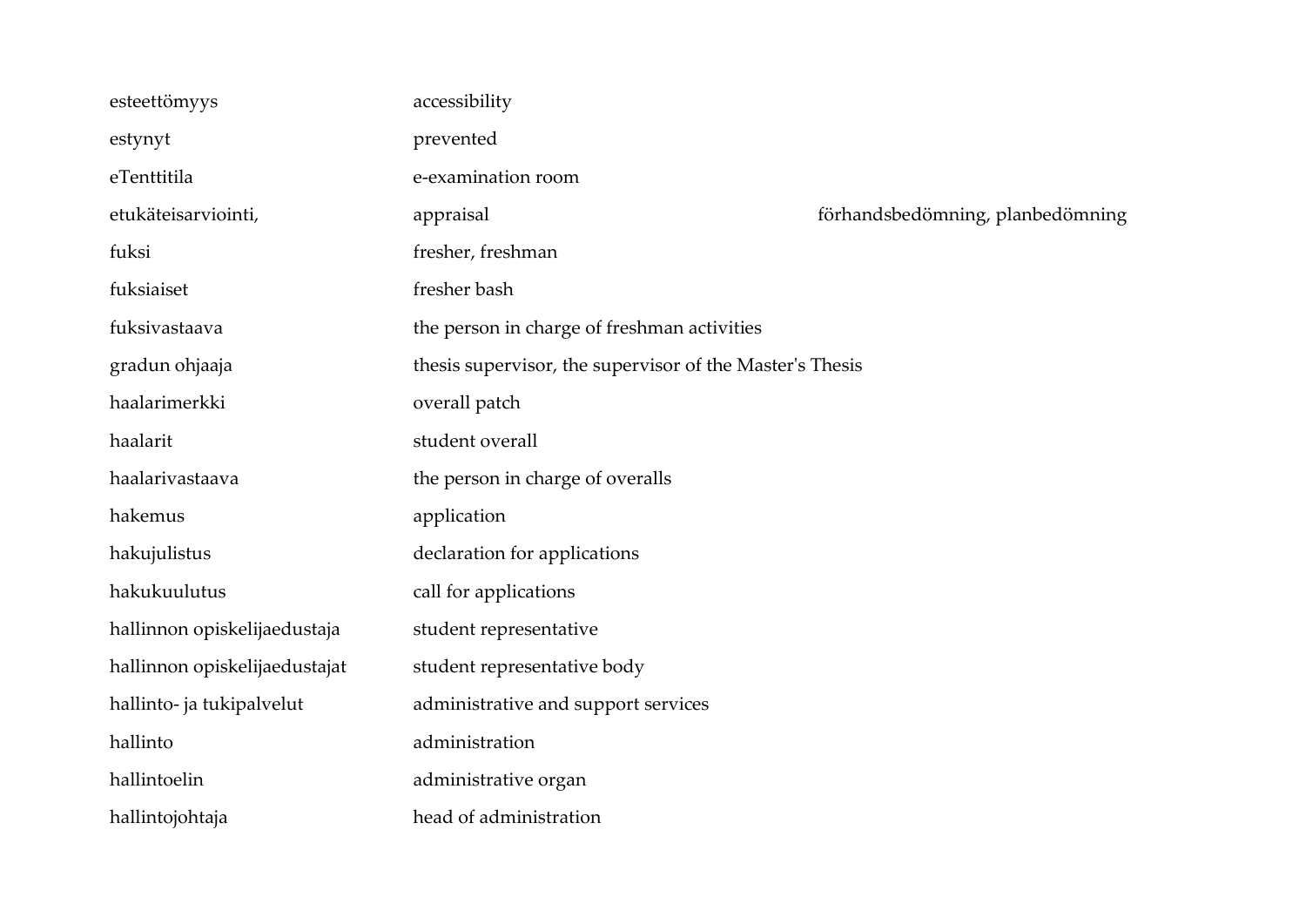| | | |
|---|---|---|
| esteettömyys | accessibility | |
| estynyt | prevented | |
| eTenttitila | e-examination room | |
| etukäteisarviointi, | appraisal | förhandsbedömning, planbedömning |
| fuksi | fresher, freshman | |
| fuksiaiset | fresher bash | |
| fuksivastaava | the person in charge of freshman activities | |
| gradun ohjaaja | thesis supervisor, the supervisor of the Master's Thesis | |
| haalarimerkki | overall patch | |
| haalarit | student overall | |
| haalarivastaava | the person in charge of overalls | |
| hakemus | application | |
| hakujulistus | declaration for applications | |
| hakukuulutus | call for applications | |
| hallinnon opiskelijaedustaja | student representative | |
| hallinnon opiskelijaedustajat | student representative body | |
| hallinto- ja tukipalvelut | administrative and support services | |
| hallinto | administration | |
| hallintoelin | administrative organ | |
| hallintojohtaja | head of administration | |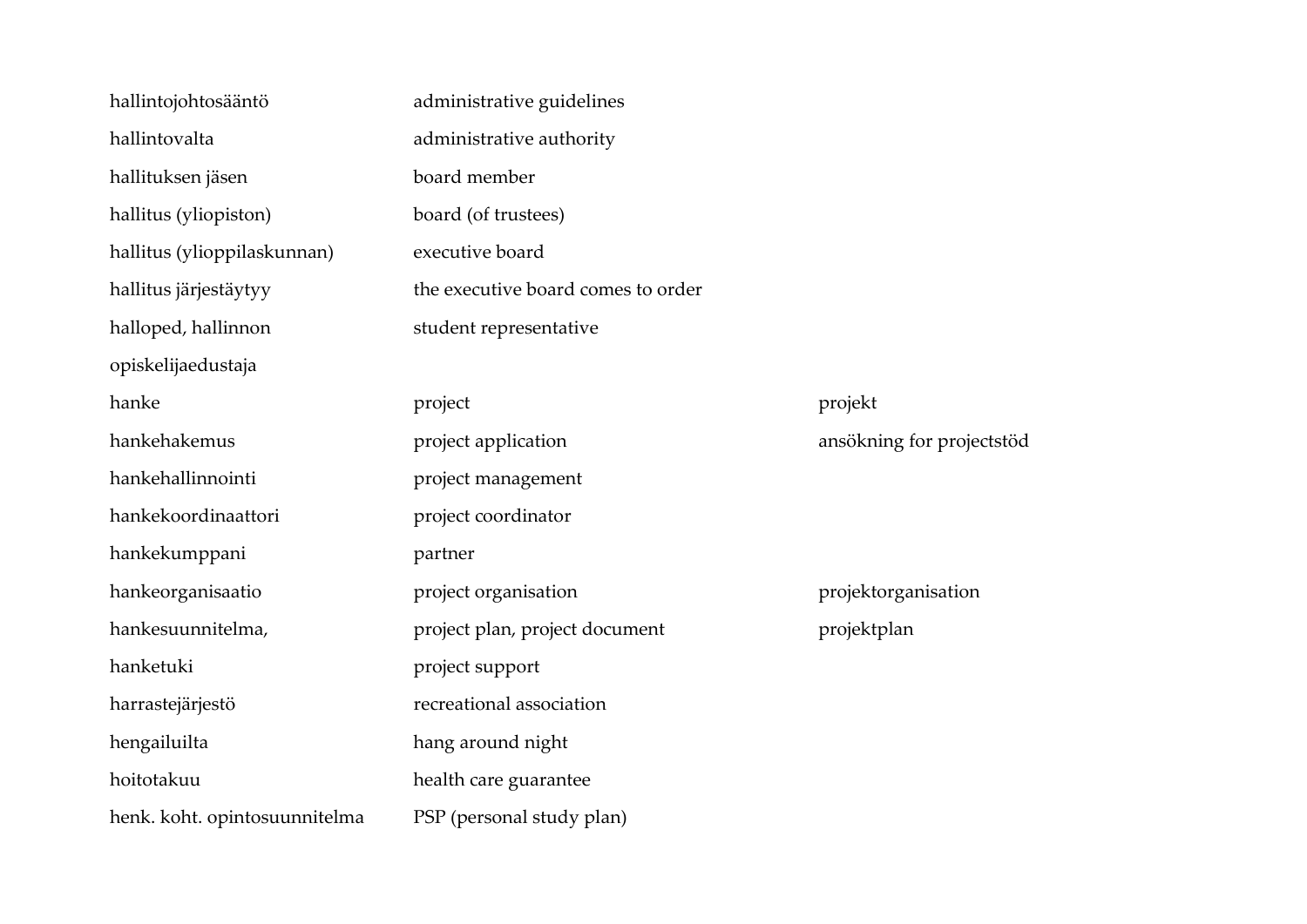| | | |
|---|---|---|
| hallintojohtosääntö | administrative guidelines | |
| hallintovalta | administrative authority | |
| hallituksen jäsen | board member | |
| hallitus (yliopiston) | board (of trustees) | |
| hallitus (ylioppilaskunnan) | executive board | |
| hallitus järjestäytyy | the executive board comes to order | |
| halloped, hallinnon opiskelijaedustaja | student representative | |
| hanke | project | projekt |
| hankehakemus | project application | ansökning for projectstöd |
| hankehallinnointi | project management | |
| hankekoordinaattori | project coordinator | |
| hankekumppani | partner | |
| hankeorganisaatio | project organisation | projektorganisation |
| hankesuunnitelma, | project plan, project document | projektplan |
| hanketuki | project support | |
| harrastejärjestö | recreational association | |
| hengailuilta | hang around night | |
| hoitotakuu | health care guarantee | |
| henk. koht. opintosuunnitelma | PSP (personal study plan) | |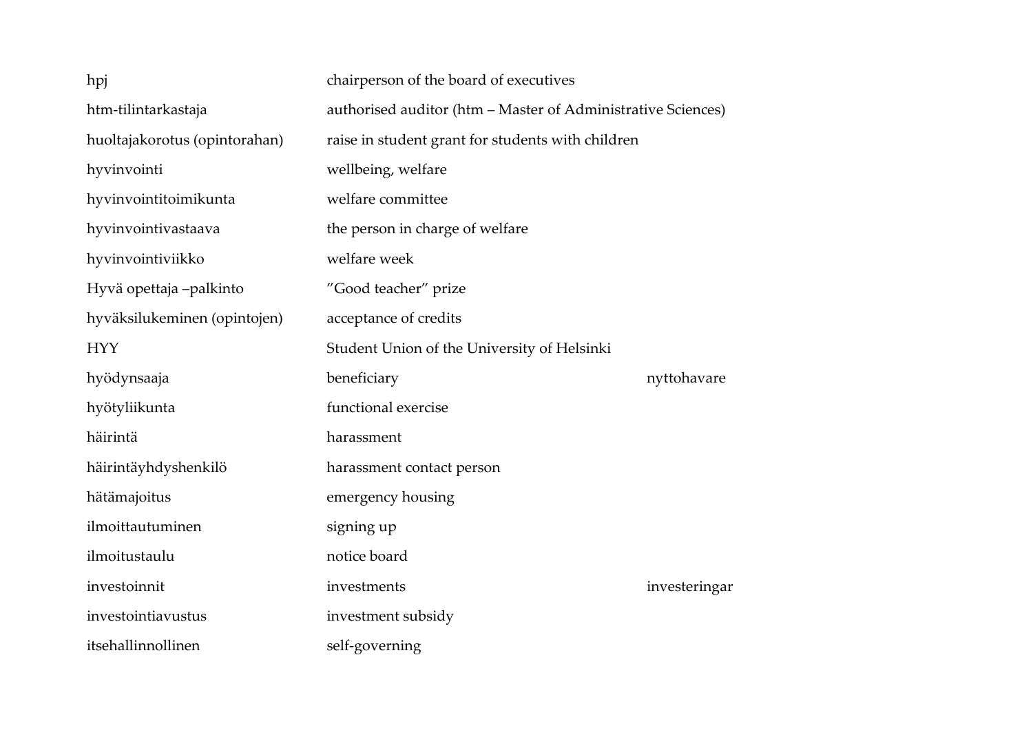| | | |
|---|---|---|
| hpj | chairperson of the board of executives | |
| htm-tilintarkastaja | authorised auditor (htm – Master of Administrative Sciences) | |
| huoltajakorotus (opintorahan) | raise in student grant for students with children | |
| hyvinvointi | wellbeing, welfare | |
| hyvinvointitoimikunta | welfare committee | |
| hyvinvointivastaava | the person in charge of welfare | |
| hyvinvointiviikko | welfare week | |
| Hyvä opettaja –palkinto | ”Good teacher” prize | |
| hyväksilukeminen (opintojen) | acceptance of credits | |
| HYY | Student Union of the University of Helsinki | |
| hyödynsaaja | beneficiary | nyttohavare |
| hyötyliikunta | functional exercise | |
| häirintä | harassment | |
| häirintäyhdyshenkilö | harassment contact person | |
| hätämajoitus | emergency housing | |
| ilmoittautuminen | signing up | |
| ilmoitustaulu | notice board | |
| investoinnit | investments | investeringar |
| investointiavustus | investment subsidy | |
| itsehallinnollinen | self-governing | |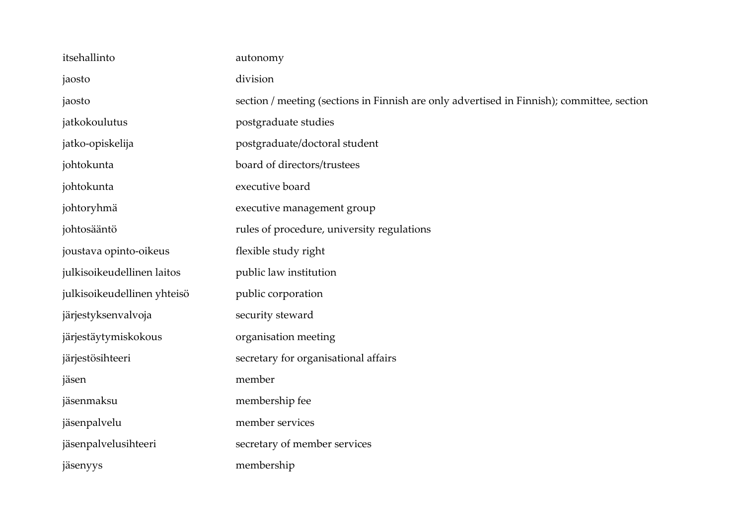| | |
|---|---|
| itsehallinto | autonomy |
| jaosto | division |
| jaosto | section / meeting (sections in Finnish are only advertised in Finnish); committee, section |
| jatkokoulutus | postgraduate studies |
| jatko-opiskelija | postgraduate/doctoral student |
| johtokunta | board of directors/trustees |
| johtokunta | executive board |
| johtoryhmä | executive management group |
| johtosääntö | rules of procedure, university regulations |
| joustava opinto-oikeus | flexible study right |
| julkisoikeudellinen laitos | public law institution |
| julkisoikeudellinen yhteisö | public corporation |
| järjestyksenvalvoja | security steward |
| järjestäytymiskokous | organisation meeting |
| järjestösihteeri | secretary for organisational affairs |
| jäsen | member |
| jäsenmaksu | membership fee |
| jäsenpalvelu | member services |
| jäsenpalvelusihteeri | secretary of member services |
| jäsenyys | membership |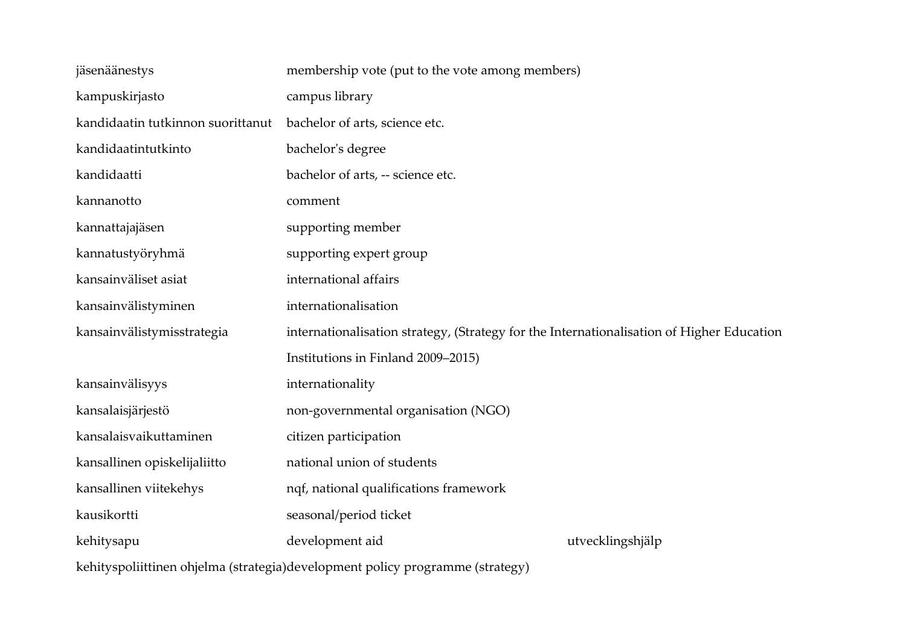| | | |
|---|---|---|
| jäsenäänestys | membership vote (put to the vote among members) | |
| kampuskirjasto | campus library | |
| kandidaatin tutkinnon suorittanut | bachelor of arts, science etc. | |
| kandidaatintutkinto | bachelor's degree | |
| kandidaatti | bachelor of arts, -- science etc. | |
| kannanotto | comment | |
| kannattajajäsen | supporting member | |
| kannatustyöryhmä | supporting expert group | |
| kansainväliset asiat | international affairs | |
| kansainvälistyminen | internationalisation | |
| kansainvälistymisstrategia | internationalisation strategy, (Strategy for the Internationalisation of Higher Education Institutions in Finland 2009–2015) | |
| kansainvälisyys | internationality | |
| kansalaisjärjestö | non-governmental organisation (NGO) | |
| kansalaisvaikuttaminen | citizen participation | |
| kansallinen opiskelijaliitto | national union of students | |
| kansallinen viitekehys | nqf, national qualifications framework | |
| kausikortti | seasonal/period ticket | |
| kehitysapu | development aid | utvecklingshjälp |
| kehityspoliittinen ohjelma (strategia) | development policy programme (strategy) | |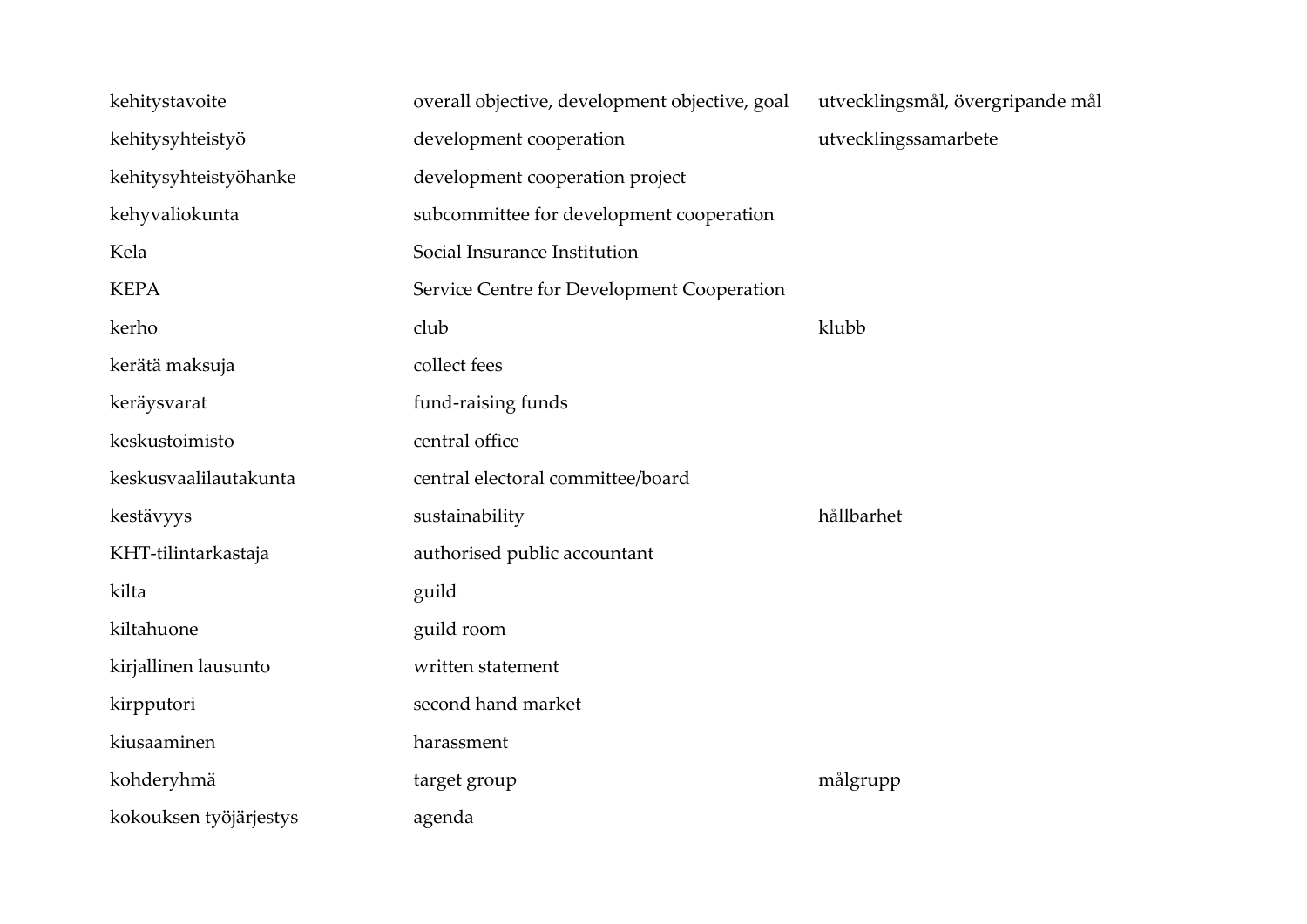| | | |
|---|---|---|
| kehitystavoite | overall objective, development objective, goal | utvecklingsmål, övergripande mål |
| kehitysyhteistyö | development cooperation | utvecklingssamarbete |
| kehitysyhteistyöhanke | development cooperation project | |
| kehyvaliokunta | subcommittee for development cooperation | |
| Kela | Social Insurance Institution | |
| KEPA | Service Centre for Development Cooperation | |
| kerho | club | klubb |
| kerätä maksuja | collect fees | |
| keräysvarat | fund-raising funds | |
| keskustoimisto | central office | |
| keskusvaalilautakunta | central electoral committee/board | |
| kestävyys | sustainability | hållbarhet |
| KHT-tilintarkastaja | authorised public accountant | |
| kilta | guild | |
| kiltahuone | guild room | |
| kirjallinen lausunto | written statement | |
| kirpputori | second hand market | |
| kiusaaminen | harassment | |
| kohderyhmä | target group | målgrupp |
| kokouksen työjärjestys | agenda | |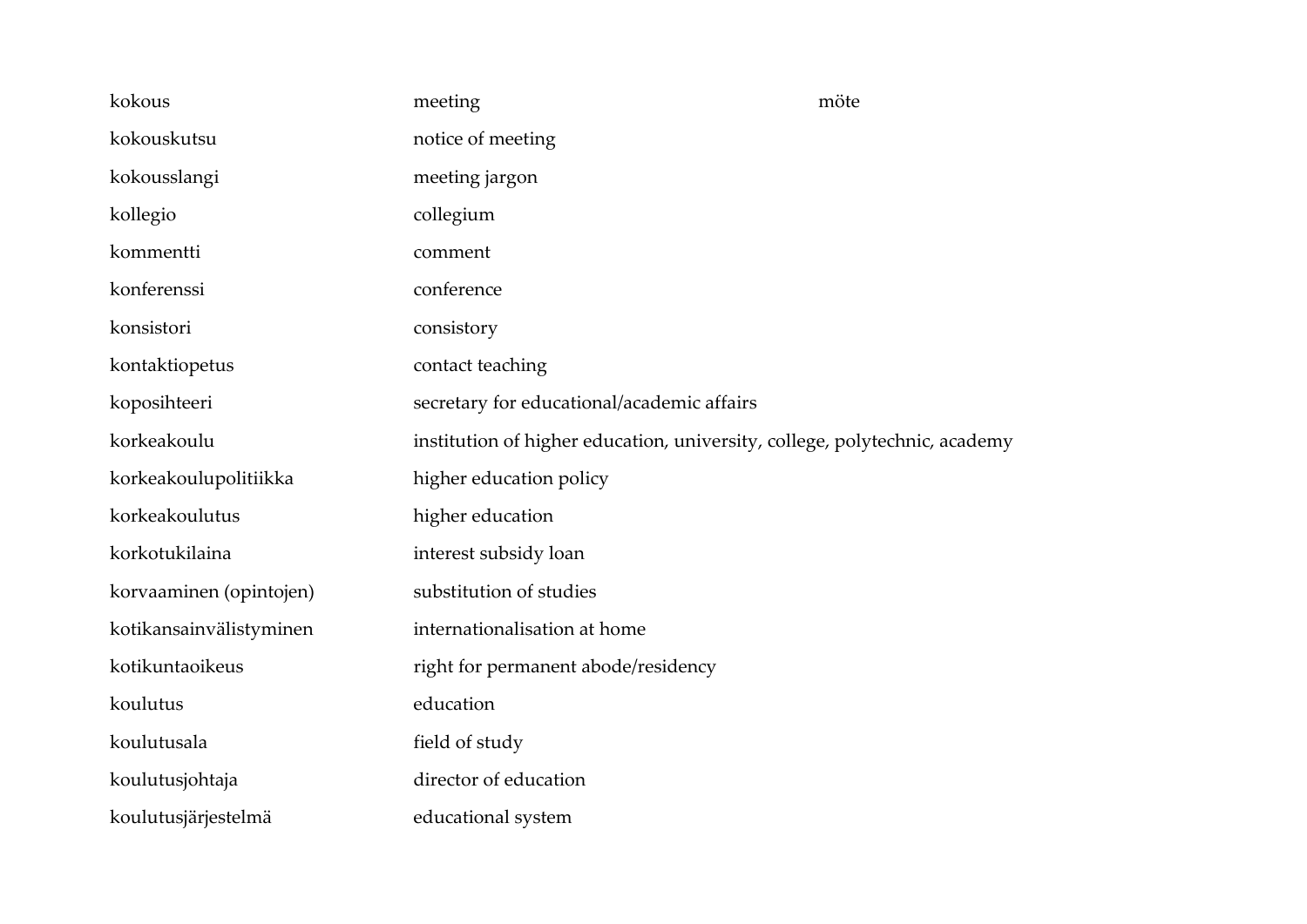| | | |
|---|---|---|
| kokous | meeting | möte |
| kokouskutsu | notice of meeting | |
| kokousslangi | meeting jargon | |
| kollegio | collegium | |
| kommentti | comment | |
| konferenssi | conference | |
| konsistori | consistory | |
| kontaktiopetus | contact teaching | |
| koposihteeri | secretary for educational/academic affairs | |
| korkeakoulu | institution of higher education, university, college, polytechnic, academy | |
| korkeakoulupolitiikka | higher education policy | |
| korkeakoulutus | higher education | |
| korkotukilaina | interest subsidy loan | |
| korvaaminen (opintojen) | substitution of studies | |
| kotikansainvälistyminen | internationalisation at home | |
| kotikuntaoikeus | right for permanent abode/residency | |
| koulutus | education | |
| koulutusala | field of study | |
| koulutusjohtaja | director of education | |
| koulutusjärjestelmä | educational system | |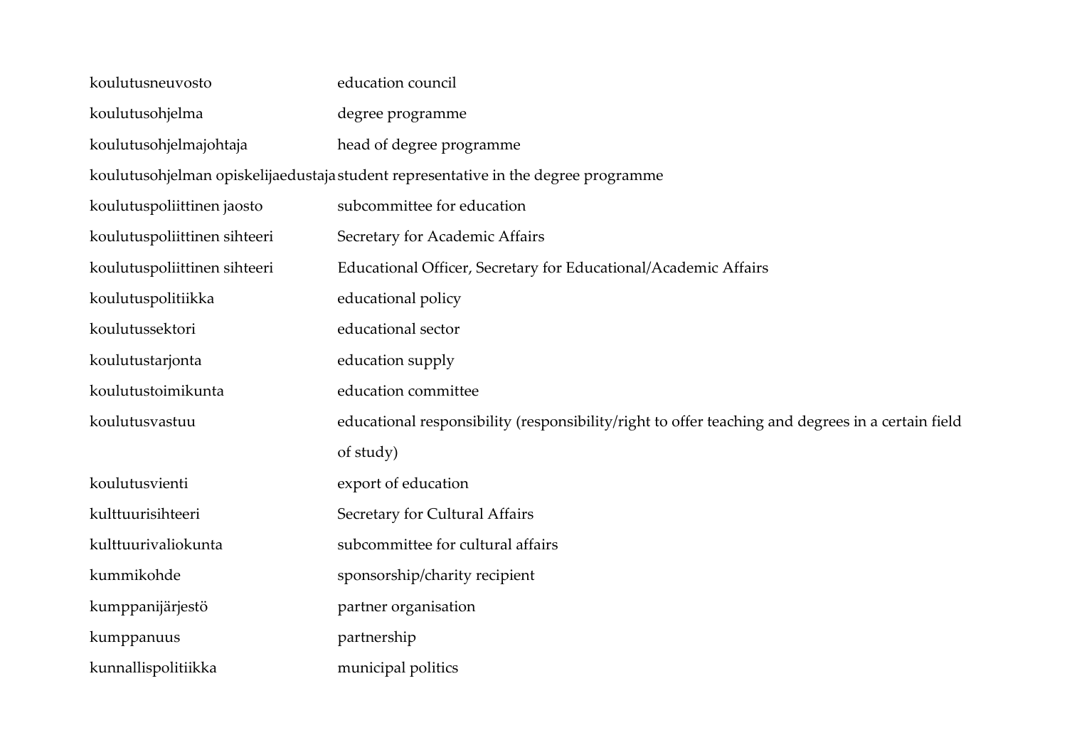| | |
|---|---|
| koulutusneuvosto | education council |
| koulutusohjelma | degree programme |
| koulutusohjelmajohtaja | head of degree programme |
| koulutusohjelman opiskelijaedustaja | student representative in the degree programme |
| koulutuspoliittinen jaosto | subcommittee for education |
| koulutuspoliittinen sihteeri | Secretary for Academic Affairs |
| koulutuspoliittinen sihteeri | Educational Officer, Secretary for Educational/Academic Affairs |
| koulutuspolitiikka | educational policy |
| koulutussektori | educational sector |
| koulutustarjonta | education supply |
| koulutustoimikunta | education committee |
| koulutusvastuu | educational responsibility (responsibility/right to offer teaching and degrees in a certain field of study) |
| koulutusvienti | export of education |
| kulttuurisihteeri | Secretary for Cultural Affairs |
| kulttuurivaliokunta | subcommittee for cultural affairs |
| kummikohde | sponsorship/charity recipient |
| kumppanijärjestö | partner organisation |
| kumppanuus | partnership |
| kunnallispolitiikka | municipal politics |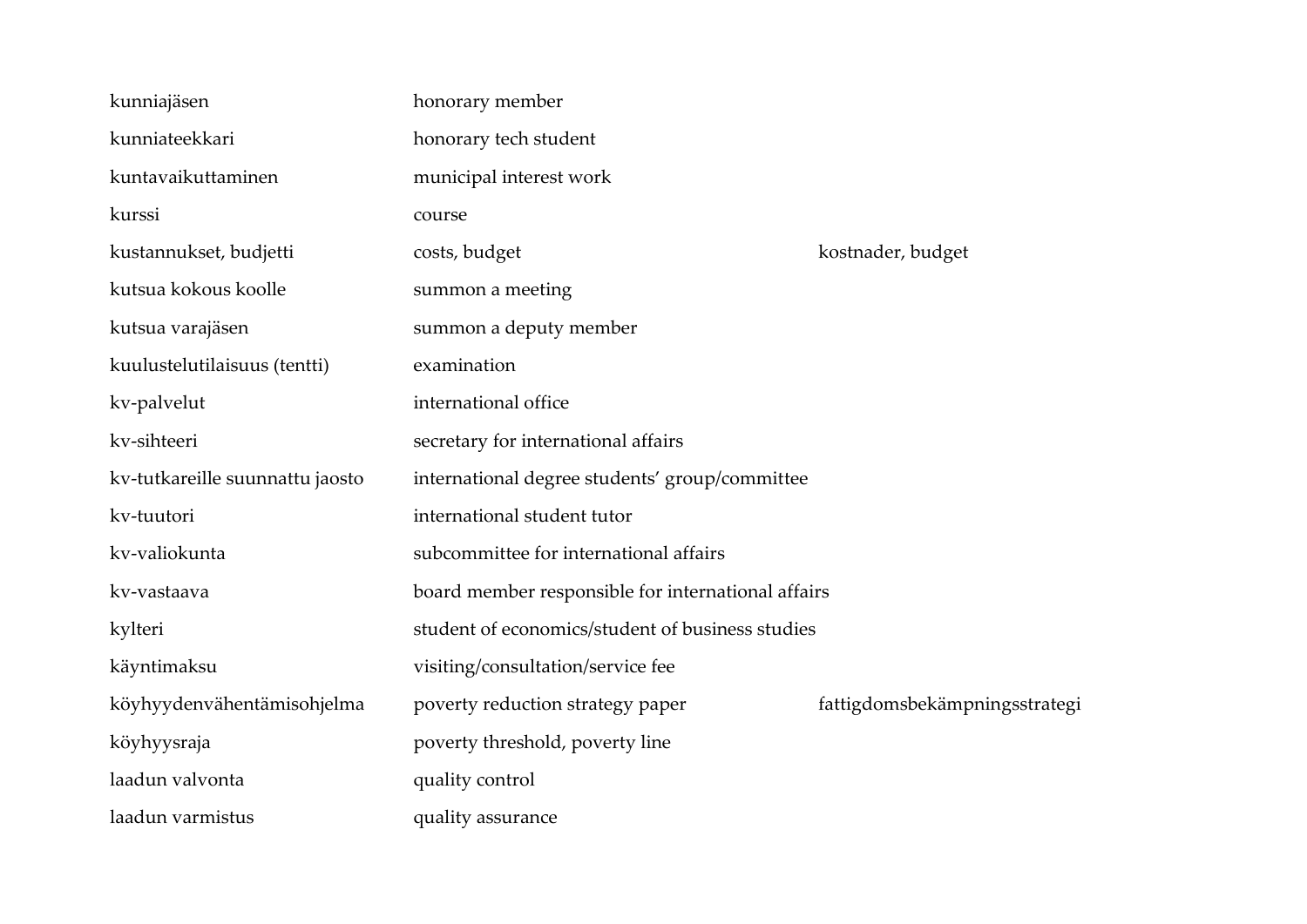| | | |
|---|---|---|
| kunniajäsen | honorary member | |
| kunniateekkari | honorary tech student | |
| kuntavaikuttaminen | municipal interest work | |
| kurssi | course | |
| kustannukset, budjetti | costs, budget | kostnader, budget |
| kutsua kokous koolle | summon a meeting | |
| kutsua varajäsen | summon a deputy member | |
| kuulustelutilaisuus (tentti) | examination | |
| kv-palvelut | international office | |
| kv-sihteeri | secretary for international affairs | |
| kv-tutkareille suunnattu jaosto | international degree students' group/committee | |
| kv-tuutori | international student tutor | |
| kv-valiokunta | subcommittee for international affairs | |
| kv-vastaava | board member responsible for international affairs | |
| kylteri | student of economics/student of business studies | |
| käyntimaksu | visiting/consultation/service fee | |
| köyhyydenvähentämisohjelma | poverty reduction strategy paper | fattigdomsbekämpningsstrategi |
| köyhyysraja | poverty threshold, poverty line | |
| laadun valvonta | quality control | |
| laadun varmistus | quality assurance | |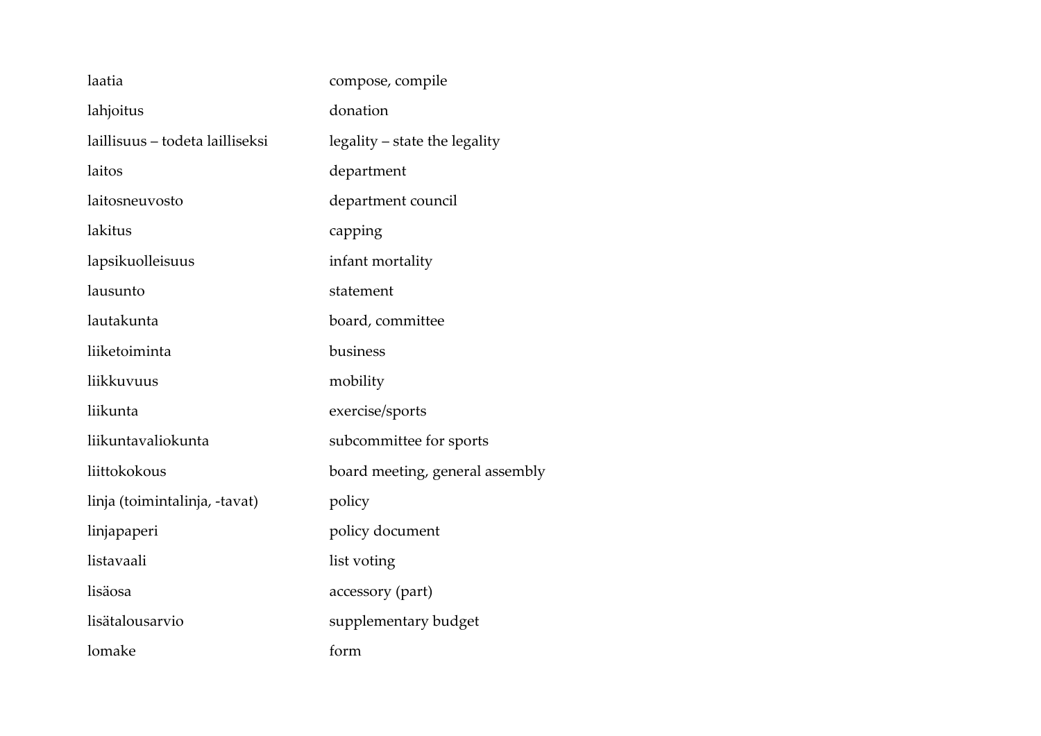| | |
|---|---|
| laatia | compose, compile |
| lahjoitus | donation |
| laillisuus – todeta lailliseksi | legality – state the legality |
| laitos | department |
| laitosneuvosto | department council |
| lakitus | capping |
| lapsikuolleisuus | infant mortality |
| lausunto | statement |
| lautakunta | board, committee |
| liiketoiminta | business |
| liikkuvuus | mobility |
| liikunta | exercise/sports |
| liikuntavaliokunta | subcommittee for sports |
| liittokokous | board meeting, general assembly |
| linja (toimintalinja, -tavat) | policy |
| linjapaperi | policy document |
| listavaali | list voting |
| lisäosa | accessory (part) |
| lisätalousarvio | supplementary budget |
| lomake | form |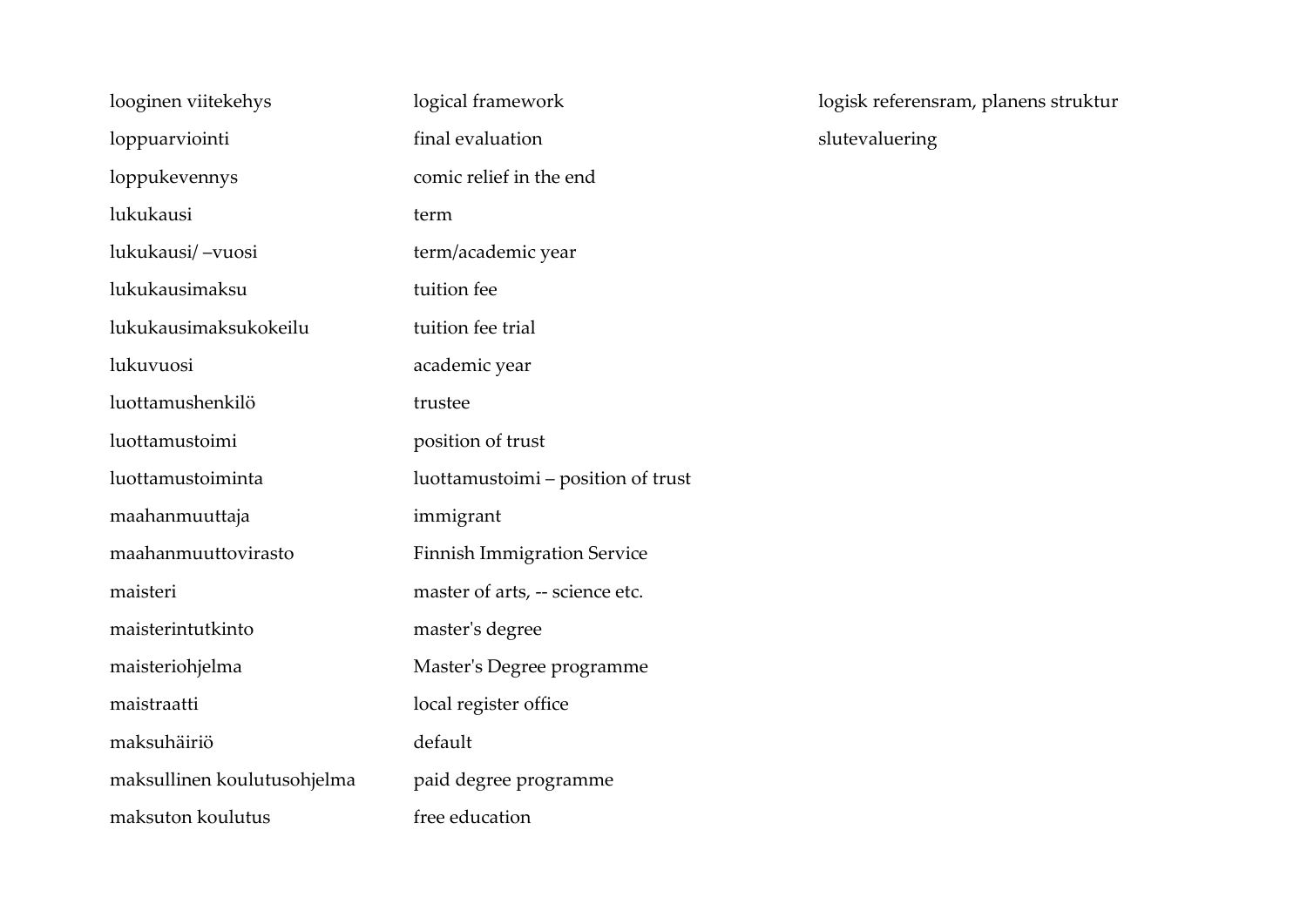| | | |
|---|---|---|
| looginen viitekehys | logical framework | logisk referensram, planens struktur |
| loppuarviointi | final evaluation | slutevaluering |
| loppukevennys | comic relief in the end | |
| lukukausi | term | |
| lukukausi/ –vuosi | term/academic year | |
| lukukausimaksu | tuition fee | |
| lukukausimaksukokeilu | tuition fee trial | |
| lukuvuosi | academic year | |
| luottamushenkilö | trustee | |
| luottamustoimi | position of trust | |
| luottamustoiminta | luottamustoimi – position of trust | |
| maahanmuuttaja | immigrant | |
| maahanmuuttovirasto | Finnish Immigration Service | |
| maisteri | master of arts, -- science etc. | |
| maisterintutkinto | master's degree | |
| maisteriohjelma | Master's Degree programme | |
| maistraatti | local register office | |
| maksuhäiriö | default | |
| maksullinen koulutusohjelma | paid degree programme | |
| maksuton koulutus | free education | |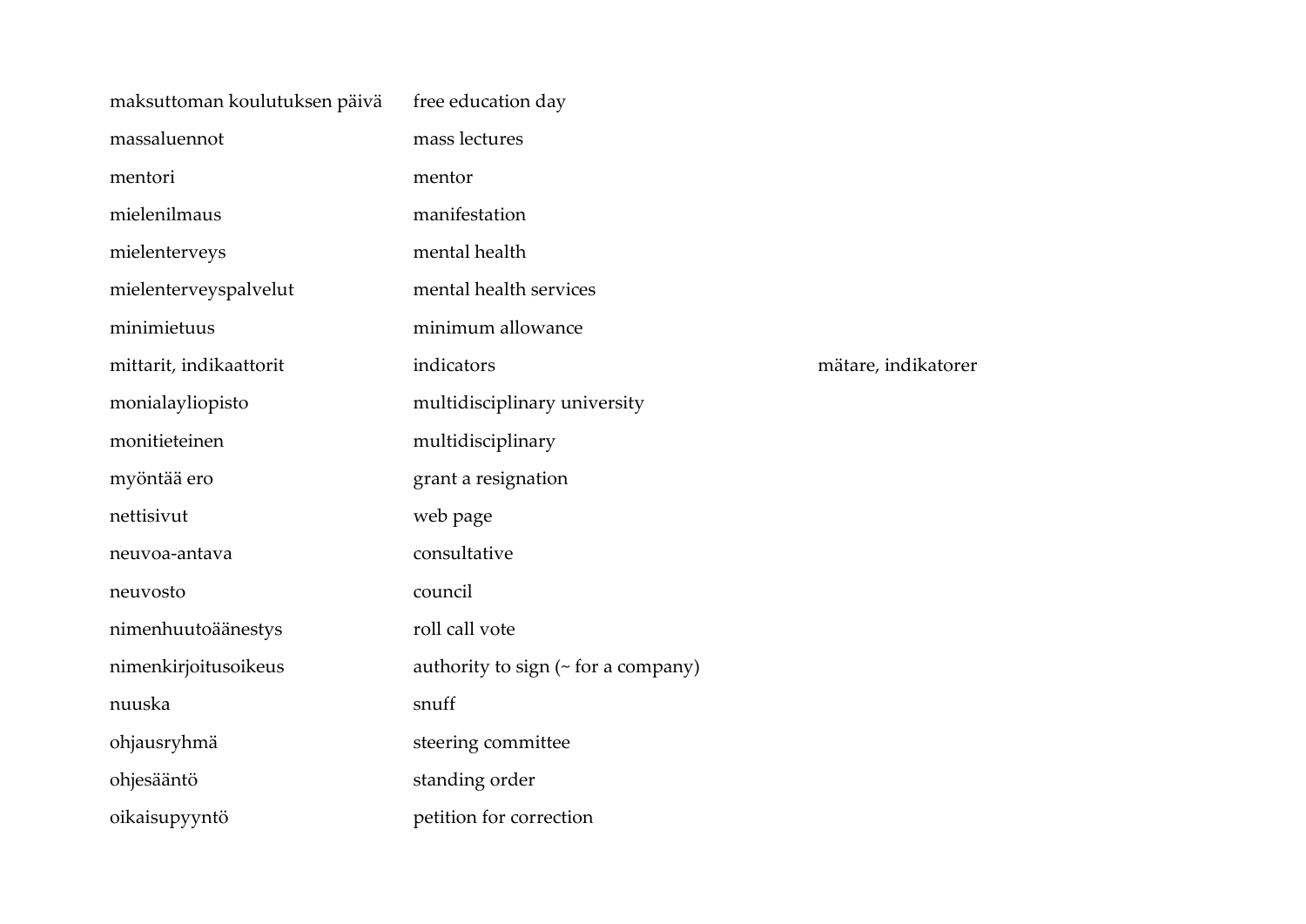| | | |
|---|---|---|
| maksuttoman koulutuksen päivä | free education day | |
| massaluennot | mass lectures | |
| mentori | mentor | |
| mielenilmaus | manifestation | |
| mielenterveys | mental health | |
| mielenterveyspalvelut | mental health services | |
| minimietuus | minimum allowance | |
| mittarit, indikaattorit | indicators | mätare, indikatorer |
| monialayliopisto | multidisciplinary university | |
| monitieteinen | multidisciplinary | |
| myöntää ero | grant a resignation | |
| nettisivut | web page | |
| neuvoa-antava | consultative | |
| neuvosto | council | |
| nimenhuutoäänestys | roll call vote | |
| nimenkirjoitusoikeus | authority to sign (~ for a company) | |
| nuuska | snuff | |
| ohjausryhmä | steering committee | |
| ohjesääntö | standing order | |
| oikaisupyyntö | petition for correction | |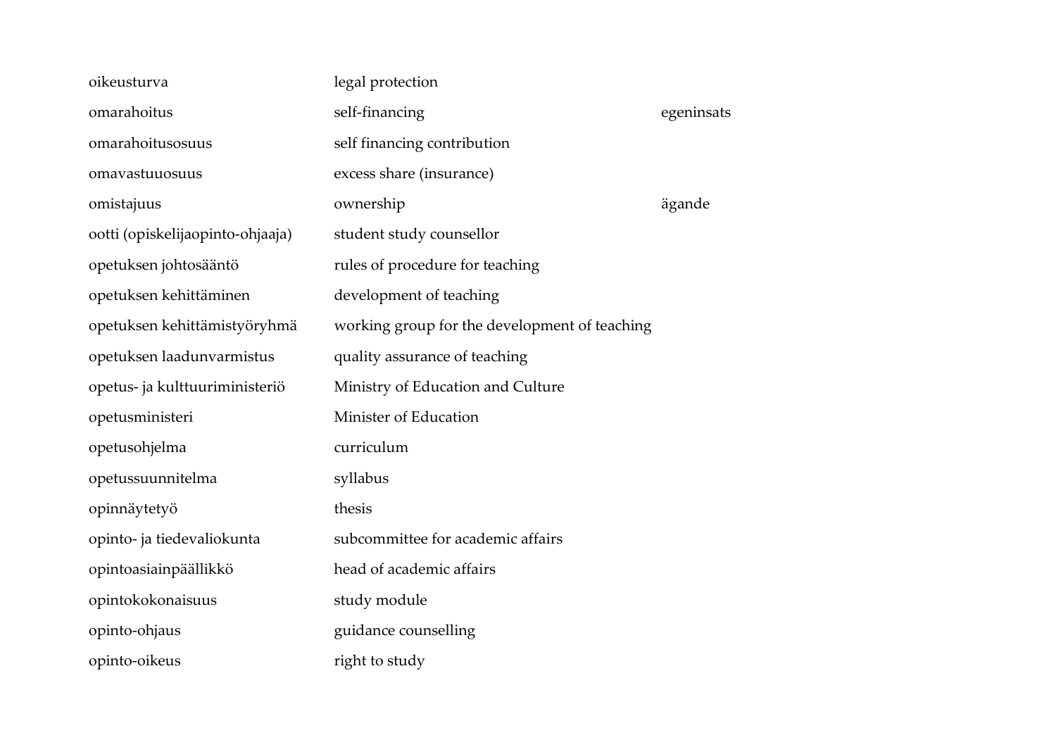| | | |
|---|---|---|
| oikeusturva | legal protection | |
| omarahoitus | self-financing | egeninsats |
| omarahoitusosuus | self financing contribution | |
| omavastuuosuus | excess share (insurance) | |
| omistajuus | ownership | ägande |
| ootti (opiskelijaopinto-ohjaaja) | student study counsellor | |
| opetuksen johtosääntö | rules of procedure for teaching | |
| opetuksen kehittäminen | development of teaching | |
| opetuksen kehittämistyöryhmä | working group for the development of teaching | |
| opetuksen laadunvarmistus | quality assurance of teaching | |
| opetus- ja kulttuuriministeriö | Ministry of Education and Culture | |
| opetusministeri | Minister of Education | |
| opetusohjelma | curriculum | |
| opetussuunnitelma | syllabus | |
| opinnäytetyö | thesis | |
| opinto- ja tiedevaliokunta | subcommittee for academic affairs | |
| opintoasiainpäällikkö | head of academic affairs | |
| opintokokonaisuus | study module | |
| opinto-ohjaus | guidance counselling | |
| opinto-oikeus | right to study | |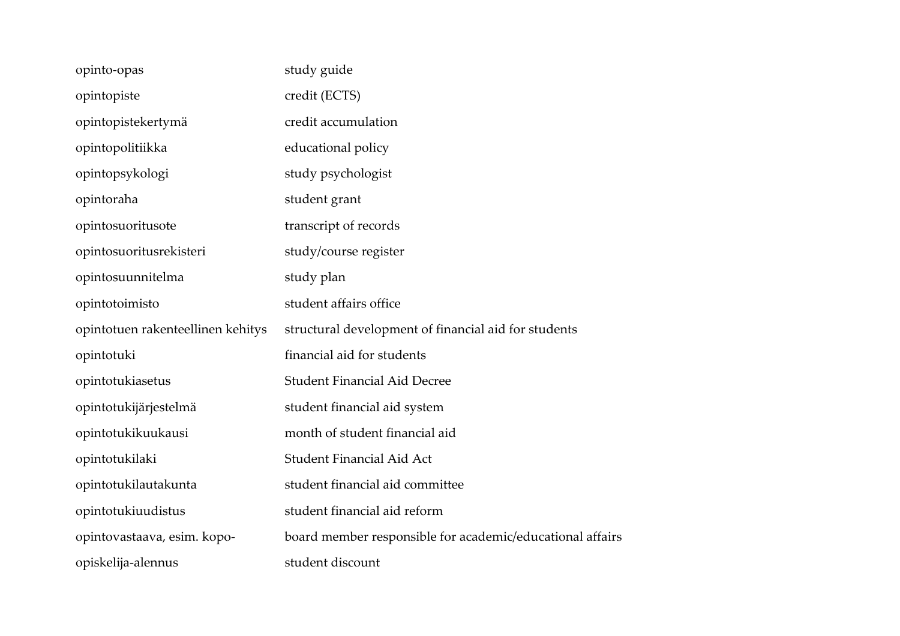| | |
|---|---|
| opinto-opas | study guide |
| opintopiste | credit (ECTS) |
| opintopistekertymä | credit accumulation |
| opintopolitiikka | educational policy |
| opintopsykologi | study psychologist |
| opintoraha | student grant |
| opintosuoritusote | transcript of records |
| opintosuoritusrekisteri | study/course register |
| opintosuunnitelma | study plan |
| opintotoimisto | student affairs office |
| opintotuen rakenteellinen kehitys | structural development of financial aid for students |
| opintotuki | financial aid for students |
| opintotukiasetus | Student Financial Aid Decree |
| opintotukijärjestelmä | student financial aid system |
| opintotukikuukausi | month of student financial aid |
| opintotukilaki | Student Financial Aid Act |
| opintotukilautakunta | student financial aid committee |
| opintotukiuudistus | student financial aid reform |
| opintovastaava, esim. kopo- | board member responsible for academic/educational affairs |
| opiskelija-alennus | student discount |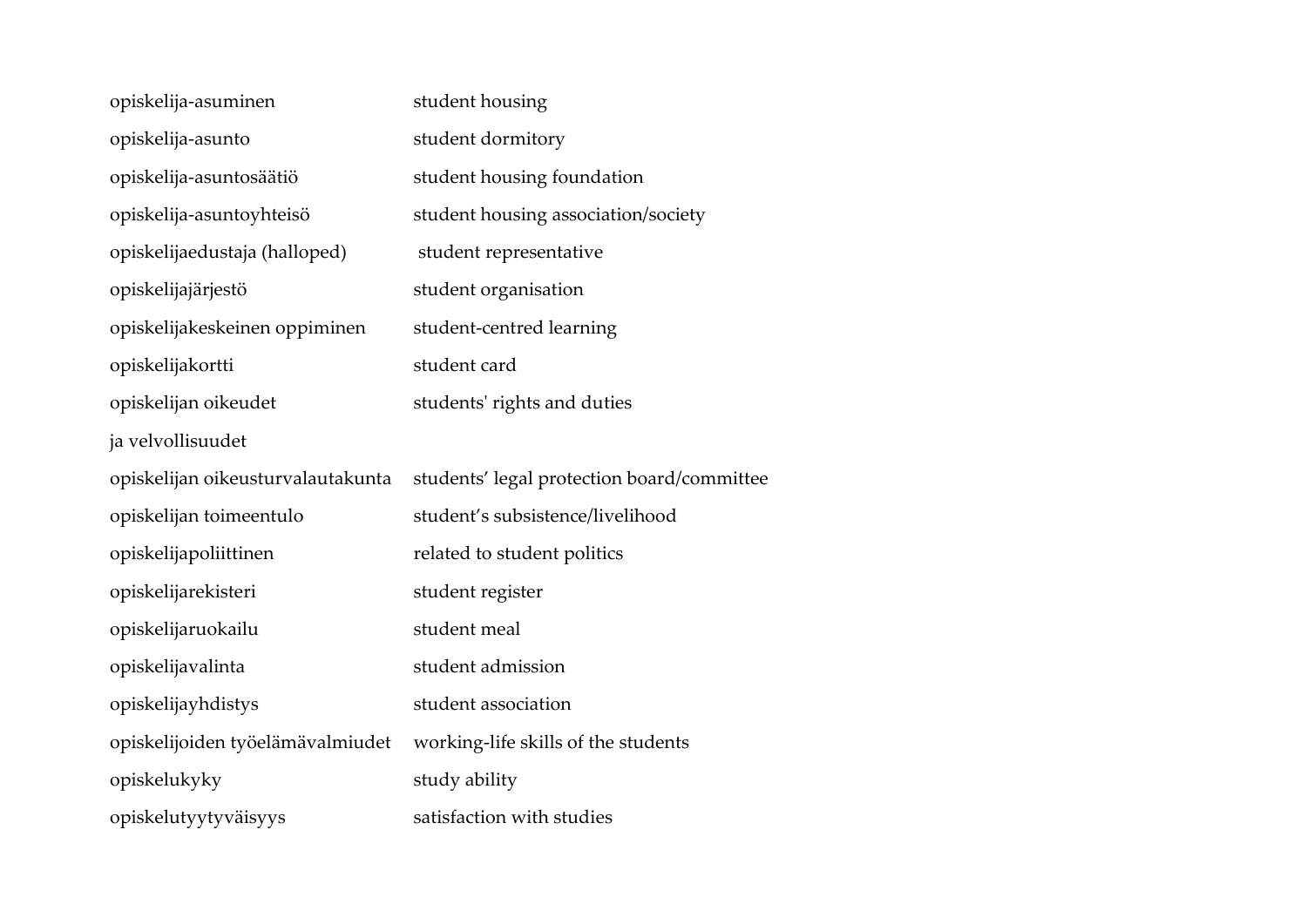| | |
|---|---|
| opiskelija-asuminen | student housing |
| opiskelija-asunto | student dormitory |
| opiskelija-asuntosäätiö | student housing foundation |
| opiskelija-asuntoyhteisö | student housing association/society |
| opiskelijaedustaja (halloped) | student representative |
| opiskelijajärjestö | student organisation |
| opiskelijakeskeinen oppiminen | student-centred learning |
| opiskelijakortti | student card |
| opiskelijan oikeudet ja velvollisuudet | students' rights and duties |
| opiskelijan oikeusturvalautakunta | students’ legal protection board/committee |
| opiskelijan toimeentulo | student’s subsistence/livelihood |
| opiskelijapoliittinen | related to student politics |
| opiskelijarekisteri | student register |
| opiskelijaruokailu | student meal |
| opiskelijavalinta | student admission |
| opiskelijayhdistys | student association |
| opiskelijoiden työelämävalmiudet | working-life skills of the students |
| opiskelukyky | study ability |
| opiskelutyytyväisyys | satisfaction with studies |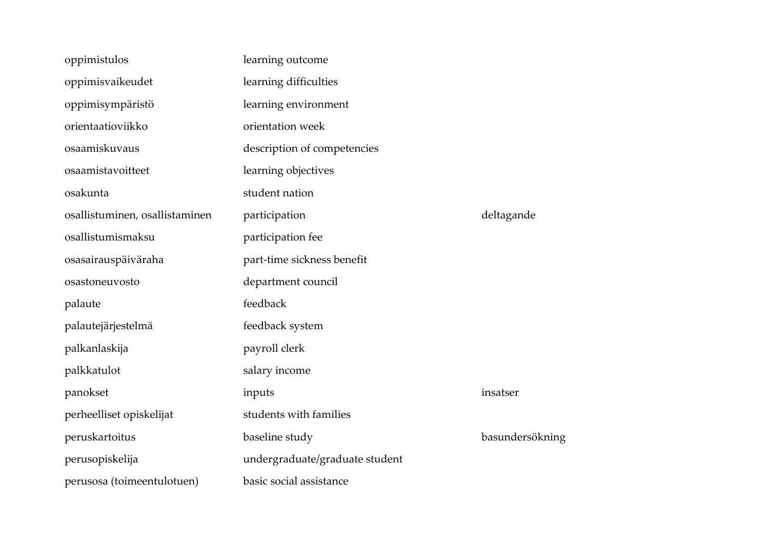| | | |
|---|---|---|
| oppimistulos | learning outcome | |
| oppimisvaikeudet | learning difficulties | |
| oppimisympäristö | learning environment | |
| orientaatioviikko | orientation week | |
| osaamiskuvaus | description of competencies | |
| osaamistavoitteet | learning objectives | |
| osakunta | student nation | |
| osallistuminen, osallistaminen | participation | deltagande |
| osallistumismaksu | participation fee | |
| osasairauspäiväraha | part-time sickness benefit | |
| osastoneuvosto | department council | |
| palaute | feedback | |
| palautejärjestelmä | feedback system | |
| palkanlaskija | payroll clerk | |
| palkkatulot | salary income | |
| panokset | inputs | insatser |
| perheelliset opiskelijat | students with families | |
| peruskartoitus | baseline study | basundersökning |
| perusopiskelija | undergraduate/graduate student | |
| perusosa (toimeentulotuen) | basic social assistance | |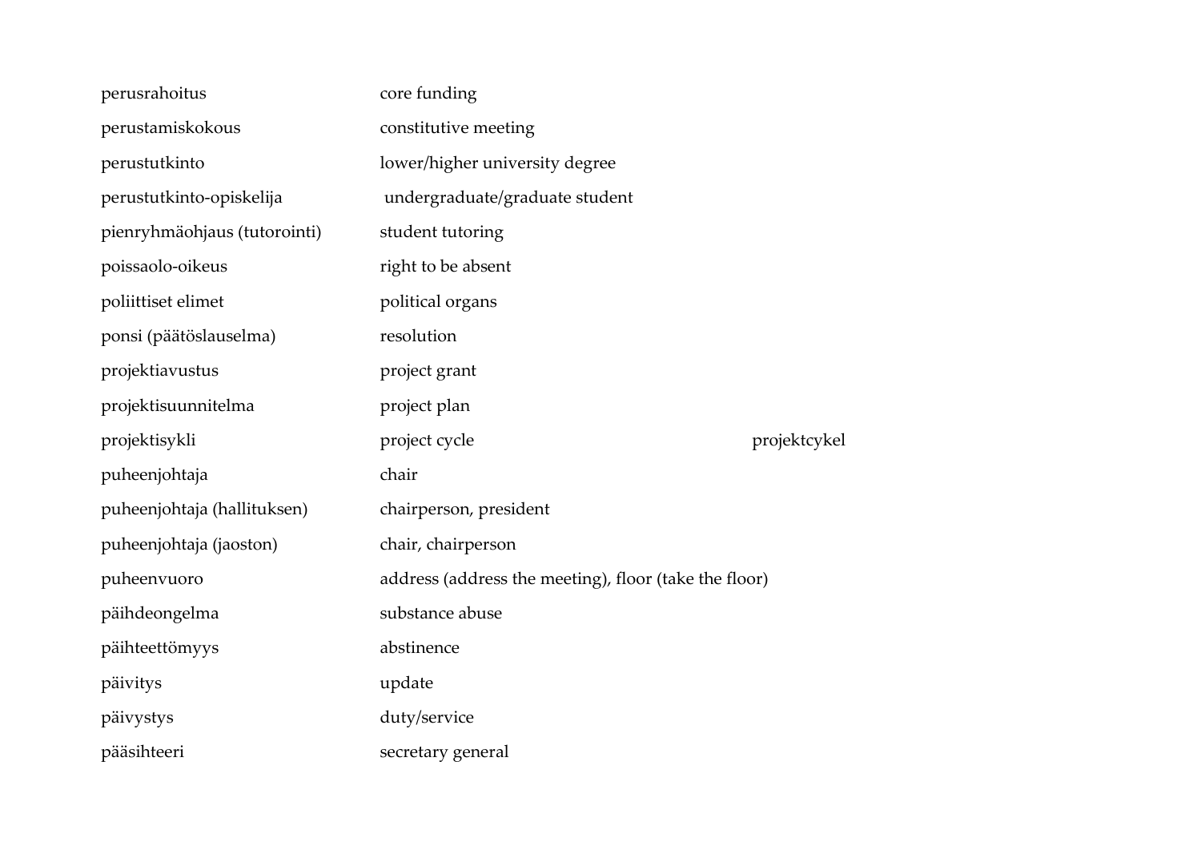| | | |
|---|---|---|
| perusrahoitus | core funding | |
| perustamiskokous | constitutive meeting | |
| perustutkinto | lower/higher university degree | |
| perustutkinto-opiskelija | undergraduate/graduate student | |
| pienryhmäohjaus (tutorointi) | student tutoring | |
| poissaolo-oikeus | right to be absent | |
| poliittiset elimet | political organs | |
| ponsi (päätöslauselma) | resolution | |
| projektiavustus | project grant | |
| projektisuunnitelma | project plan | |
| projektisykli | project cycle | projektcykel |
| puheenjohtaja | chair | |
| puheenjohtaja (hallituksen) | chairperson, president | |
| puheenjohtaja (jaoston) | chair, chairperson | |
| puheenvuoro | address (address the meeting), floor (take the floor) | |
| päihdeongelma | substance abuse | |
| päihteettömyys | abstinence | |
| päivitys | update | |
| päivystys | duty/service | |
| pääsihteeri | secretary general | |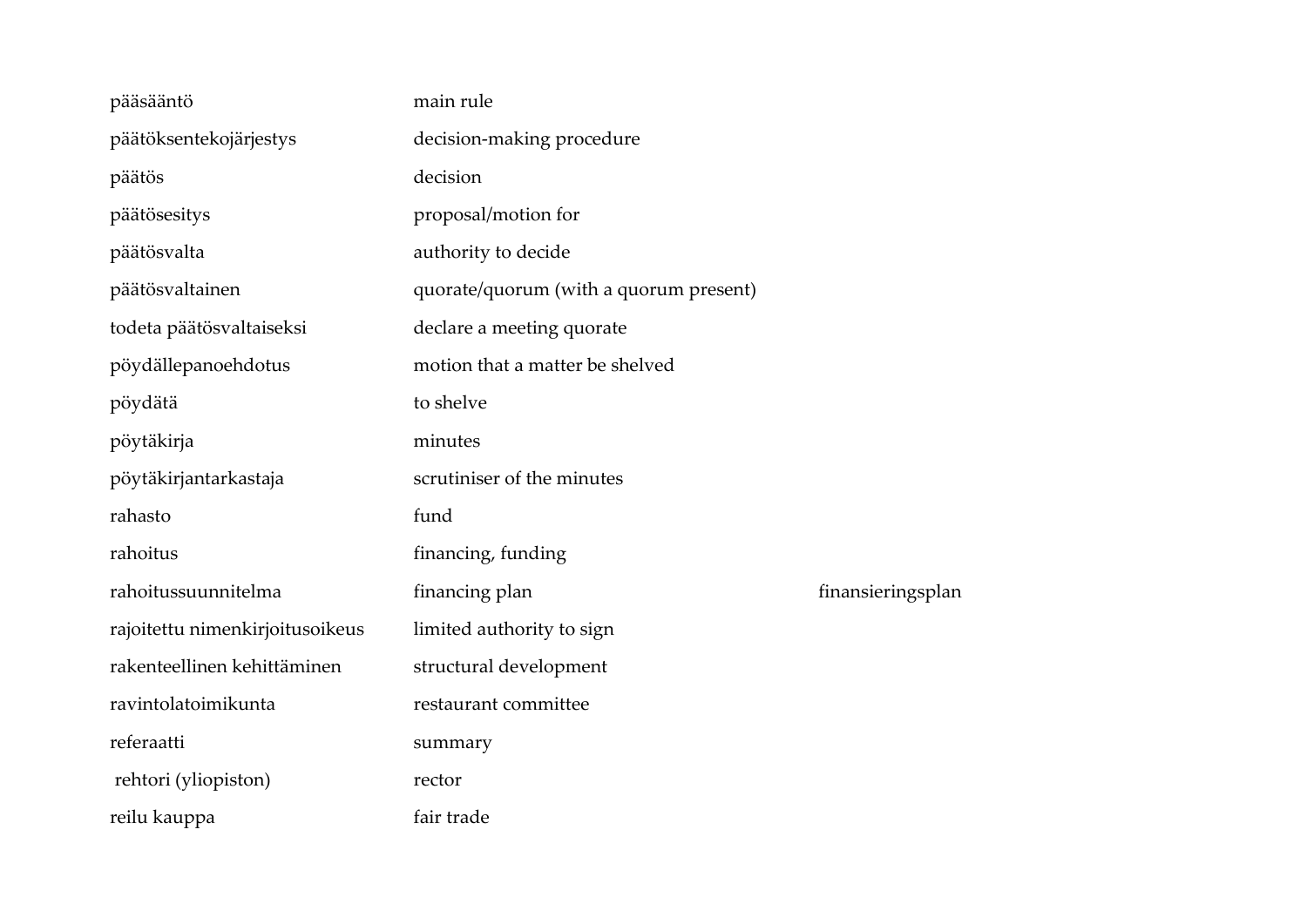| | | |
|---|---|---|
| pääsääntö | main rule | |
| päätöksentekojärjestys | decision-making procedure | |
| päätös | decision | |
| päätösesitys | proposal/motion for | |
| päätösvalta | authority to decide | |
| päätösvaltainen | quorate/quorum (with a quorum present) | |
| todeta päätösvaltaiseksi | declare a meeting quorate | |
| pöydällepanoehdotus | motion that a matter be shelved | |
| pöydätä | to shelve | |
| pöytäkirja | minutes | |
| pöytäkirjantarkastaja | scrutiniser of the minutes | |
| rahasto | fund | |
| rahoitus | financing, funding | |
| rahoitussuunnitelma | financing plan | finansieringsplan |
| rajoitettu nimenkirjoitusoikeus | limited authority to sign | |
| rakenteellinen kehittäminen | structural development | |
| ravintolatoimikunta | restaurant committee | |
| referaatti | summary | |
| rehtori (yliopiston) | rector | |
| reilu kauppa | fair trade | |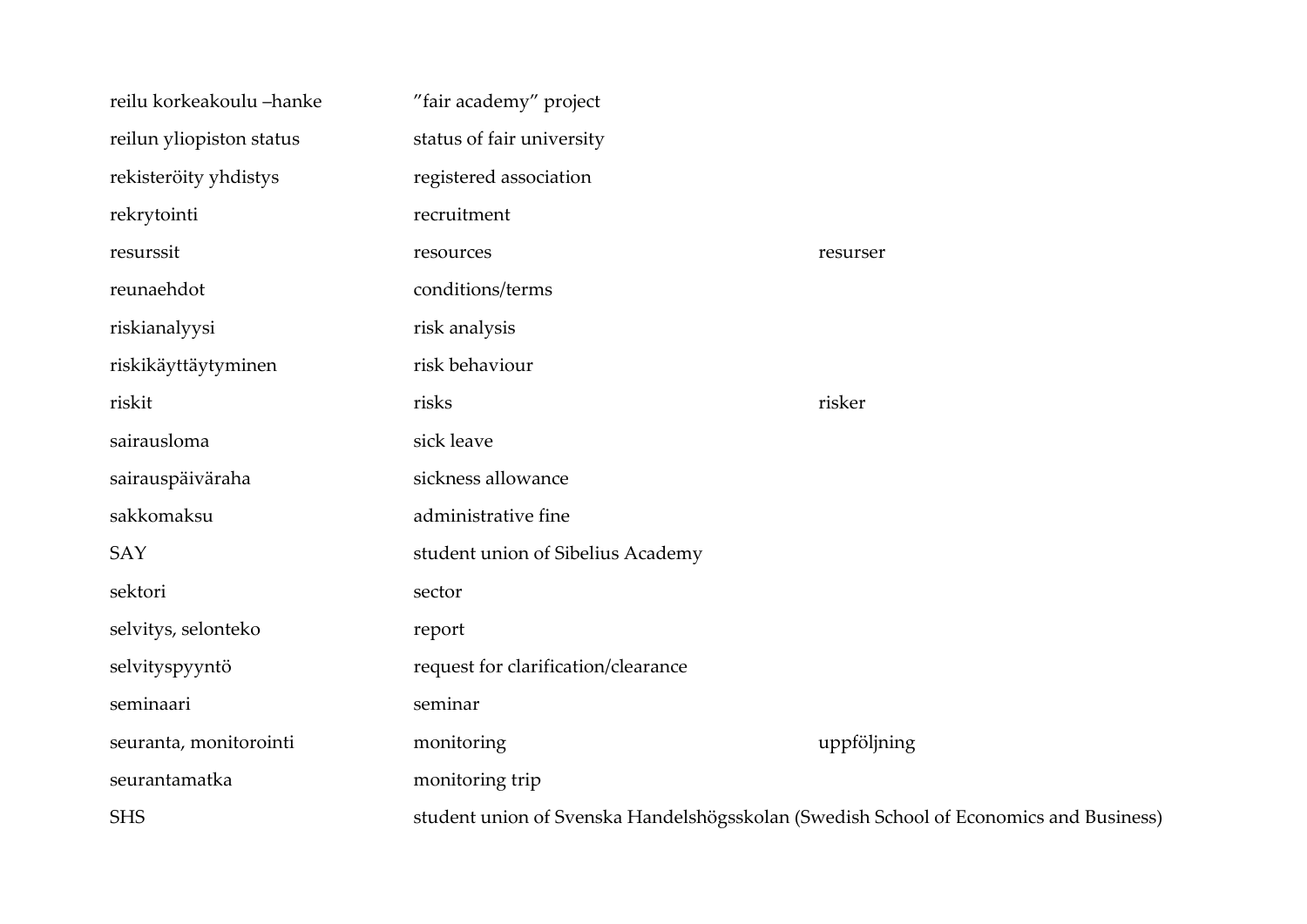| | | |
|---|---|---|
| reilu korkeakoulu –hanke | ”fair academy” project | |
| reilun yliopiston status | status of fair university | |
| rekisteröity yhdistys | registered association | |
| rekrytointi | recruitment | |
| resurssit | resources | resurser |
| reunaehdot | conditions/terms | |
| riskianalyysi | risk analysis | |
| riskikäyttäytyminen | risk behaviour | |
| riskit | risks | risker |
| sairausloma | sick leave | |
| sairauspäiväraha | sickness allowance | |
| sakkomaksu | administrative fine | |
| SAY | student union of Sibelius Academy | |
| sektori | sector | |
| selvitys, selonteko | report | |
| selvityspyyntö | request for clarification/clearance | |
| seminaari | seminar | |
| seuranta, monitorointi | monitoring | uppföljning |
| seurantamatka | monitoring trip | |
| SHS | student union of Svenska Handelshögsskolan (Swedish School of Economics and Business) | |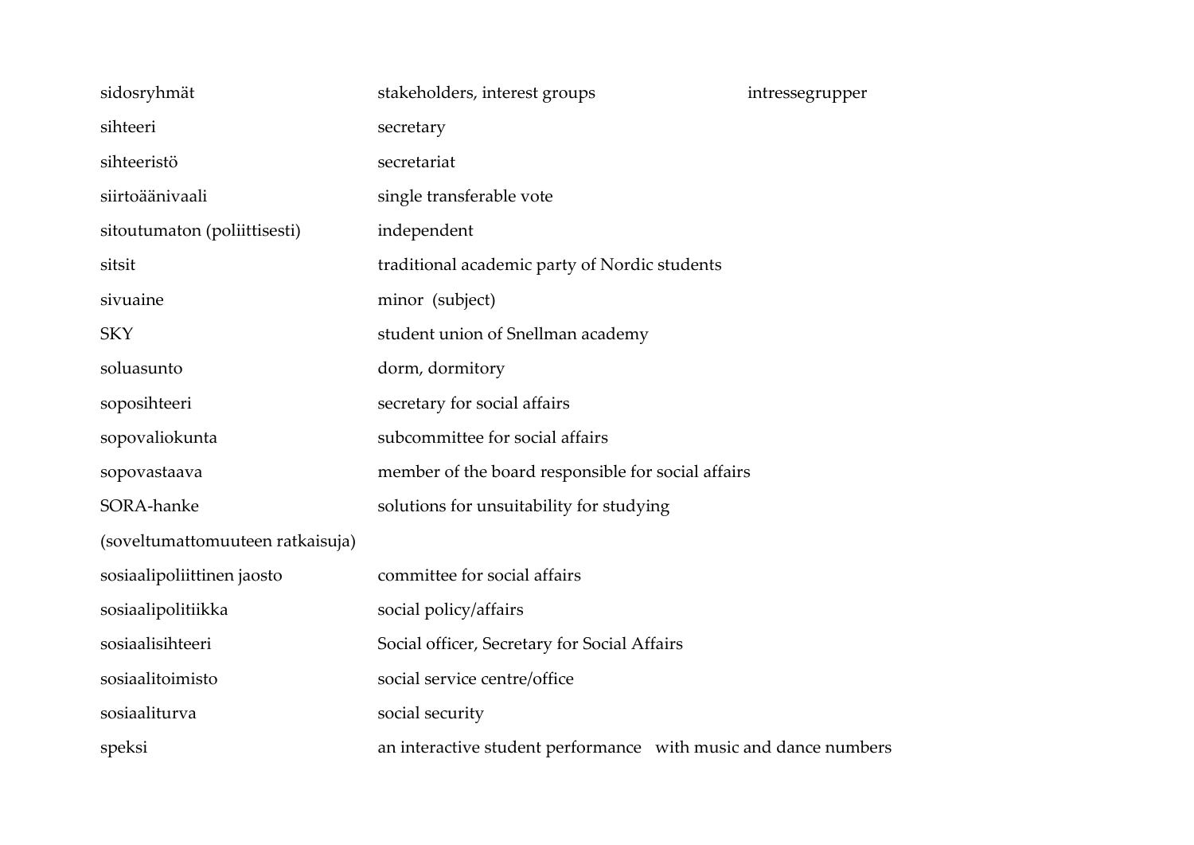| | | |
|---|---|---|
| sidosryhmät | stakeholders, interest groups | intressegrupper |
| sihteeri | secretary | |
| sihteeristö | secretariat | |
| siirtoäänivaali | single transferable vote | |
| sitoutumaton (poliittisesti) | independent | |
| sitsit | traditional academic party of Nordic students | |
| sivuaine | minor (subject) | |
| SKY | student union of Snellman academy | |
| soluasunto | dorm, dormitory | |
| soposihteeri | secretary for social affairs | |
| sopovaliokunta | subcommittee for social affairs | |
| sopovastaava | member of the board responsible for social affairs | |
| SORA-hanke (soveltumattomuuteen ratkaisuja) | solutions for unsuitability for studying | |
| sosiaalipoliittinen jaosto | committee for social affairs | |
| sosiaalipolitiikka | social policy/affairs | |
| sosiaalisihteeri | Social officer, Secretary for Social Affairs | |
| sosiaalitoimisto | social service centre/office | |
| sosiaaliturva | social security | |
| speksi | an interactive student performance with music and dance numbers | |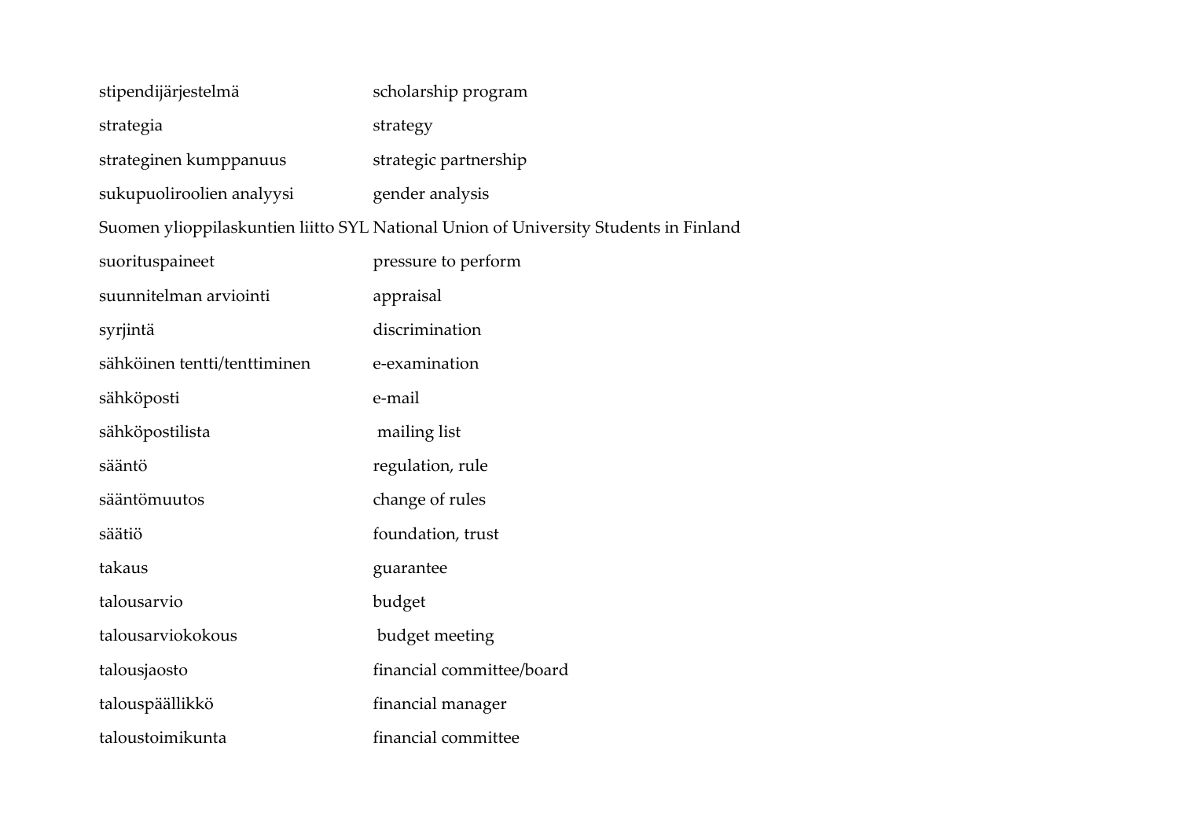| | |
|---|---|
| stipendijärjestelmä | scholarship program |
| strategia | strategy |
| strateginen kumppanuus | strategic partnership |
| sukupuoliroolien analyysi | gender analysis |
| Suomen ylioppilaskuntien liitto SYL | National Union of University Students in Finland |
| suorituspaineet | pressure to perform |
| suunnitelman arviointi | appraisal |
| syrjintä | discrimination |
| sähköinen tentti/tenttiminen | e-examination |
| sähköposti | e-mail |
| sähköpostilista | mailing list |
| sääntö | regulation, rule |
| sääntömuutos | change of rules |
| säätiö | foundation, trust |
| takaus | guarantee |
| talousarvio | budget |
| talousarviokokous | budget meeting |
| talousjaosto | financial committee/board |
| talouspäällikkö | financial manager |
| taloustoimikunta | financial committee |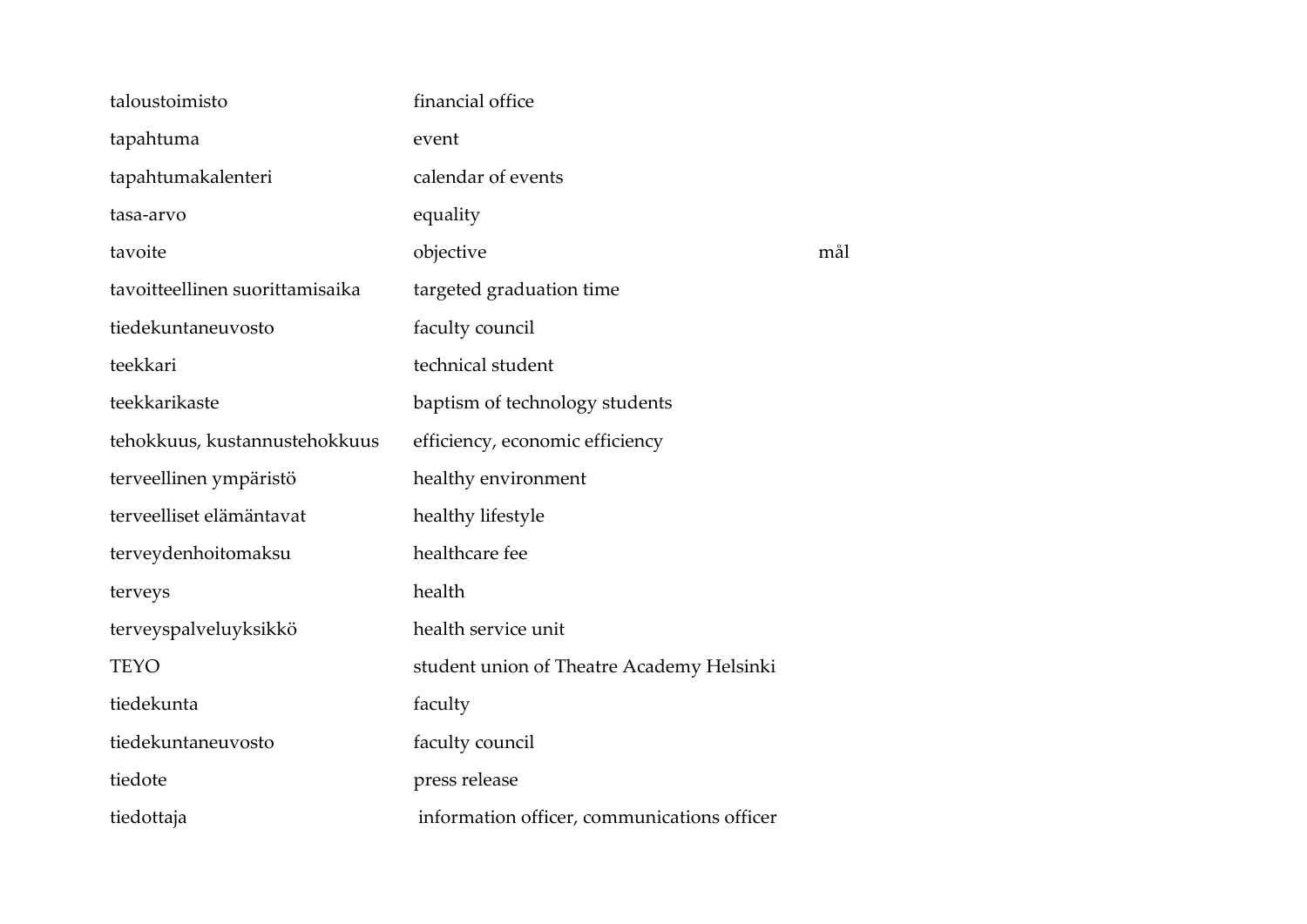| | | |
|---|---|---|
| taloustoimisto | financial office | |
| tapahtuma | event | |
| tapahtumakalenteri | calendar of events | |
| tasa-arvo | equality | |
| tavoite | objective | mål |
| tavoitteellinen suorittamisaika | targeted graduation time | |
| tiedekuntaneuvosto | faculty council | |
| teekkari | technical student | |
| teekkarikaste | baptism of technology students | |
| tehokkuus, kustannustehokkuus | efficiency, economic efficiency | |
| terveellinen ympäristö | healthy environment | |
| terveelliset elämäntavat | healthy lifestyle | |
| terveydenhoitomaksu | healthcare fee | |
| terveys | health | |
| terveyspalveluyksikkö | health service unit | |
| TEYO | student union of Theatre Academy Helsinki | |
| tiedekunta | faculty | |
| tiedekuntaneuvosto | faculty council | |
| tiedote | press release | |
| tiedottaja | information officer, communications officer | |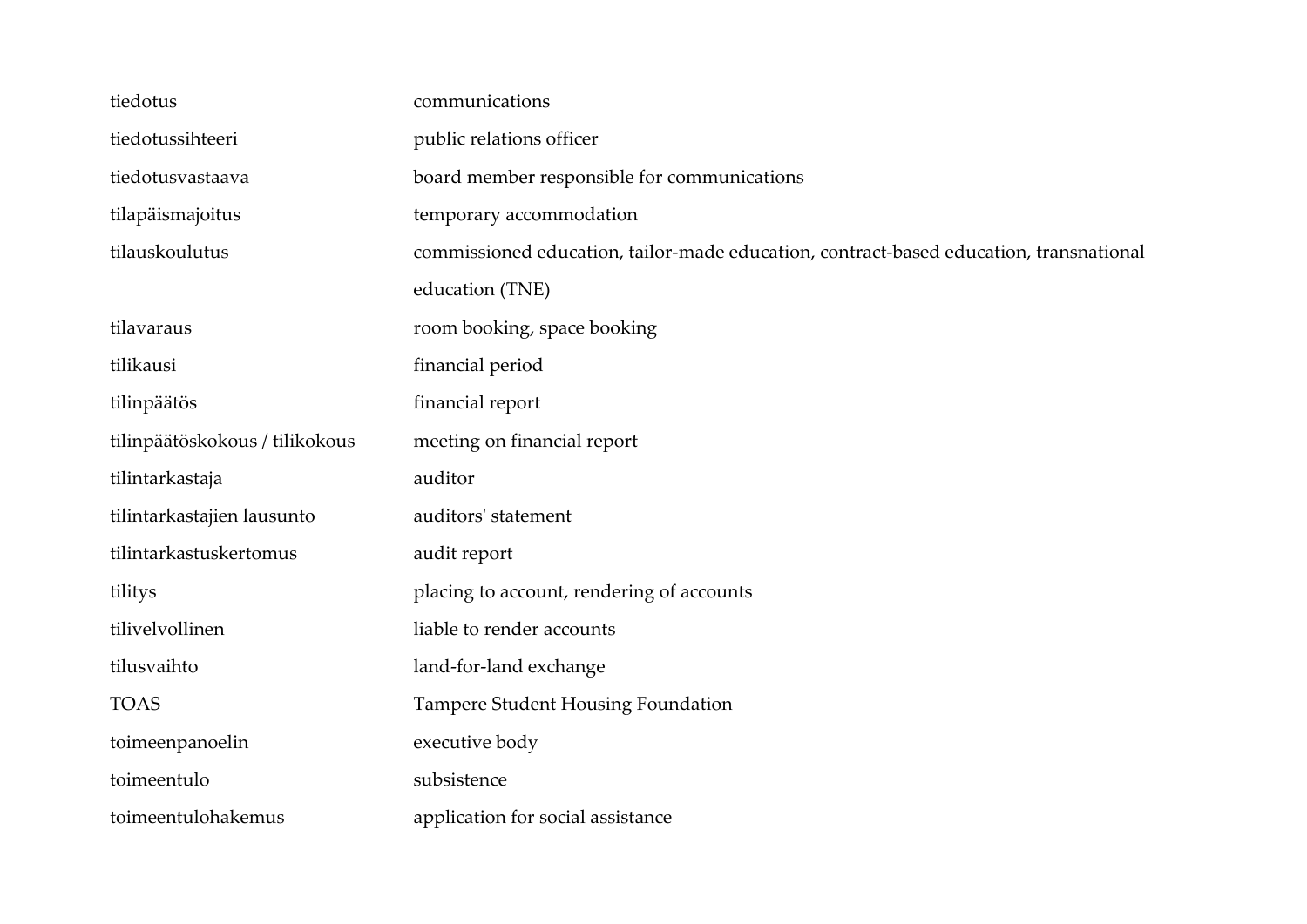| | |
|---|---|
| tiedotus | communications |
| tiedotussihteeri | public relations officer |
| tiedotusvastaava | board member responsible for communications |
| tilapäismajoitus | temporary accommodation |
| tilauskoulutus | commissioned education, tailor-made education, contract-based education, transnational education (TNE) |
| tilavaraus | room booking, space booking |
| tilikausi | financial period |
| tilinpäätös | financial report |
| tilinpäätöskokous / tilikokous | meeting on financial report |
| tilintarkastaja | auditor |
| tilintarkastajien lausunto | auditors' statement |
| tilintarkastuskertomus | audit report |
| tilitys | placing to account, rendering of accounts |
| tilivelvollinen | liable to render accounts |
| tilusvaihto | land-for-land exchange |
| TOAS | Tampere Student Housing Foundation |
| toimeenpanoelin | executive body |
| toimeentulo | subsistence |
| toimeentulohakemus | application for social assistance |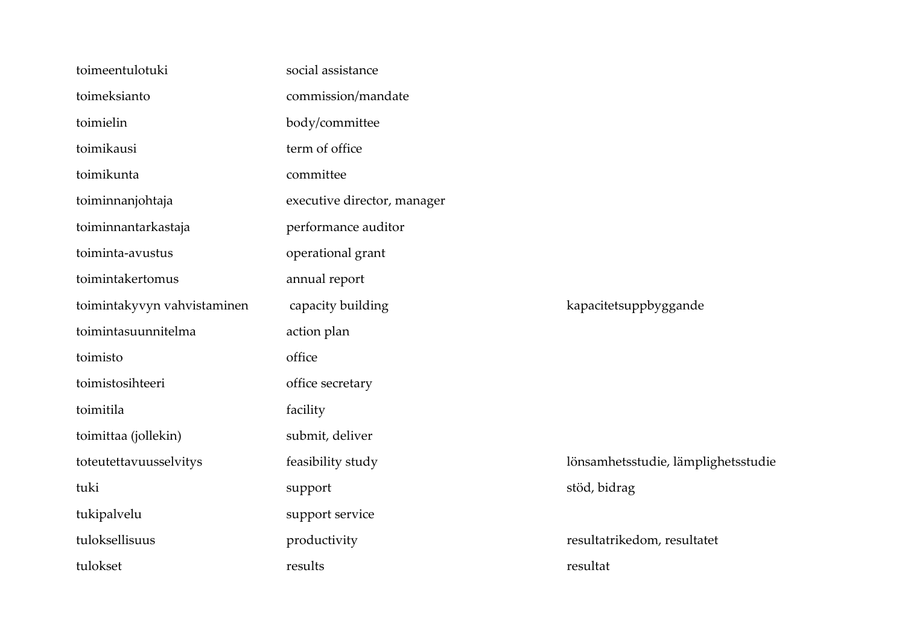| | | |
|---|---|---|
| toimeentulotuki | social assistance | |
| toimeksianto | commission/mandate | |
| toimielin | body/committee | |
| toimikausi | term of office | |
| toimikunta | committee | |
| toiminnanjohtaja | executive director, manager | |
| toiminnantarkastaja | performance auditor | |
| toiminta-avustus | operational grant | |
| toimintakertomus | annual report | |
| toimintakyvyn vahvistaminen | capacity building | kapacitetsuppbyggande |
| toimintasuunnitelma | action plan | |
| toimisto | office | |
| toimistosihteeri | office secretary | |
| toimitila | facility | |
| toimittaa (jollekin) | submit, deliver | |
| toteutettavuusselvitys | feasibility study | lönsamhetsstudie, lämplighetsstudie |
| tuki | support | stöd, bidrag |
| tukipalvelu | support service | |
| tuloksellisuus | productivity | resultatrikedom, resultatet |
| tulokset | results | resultat |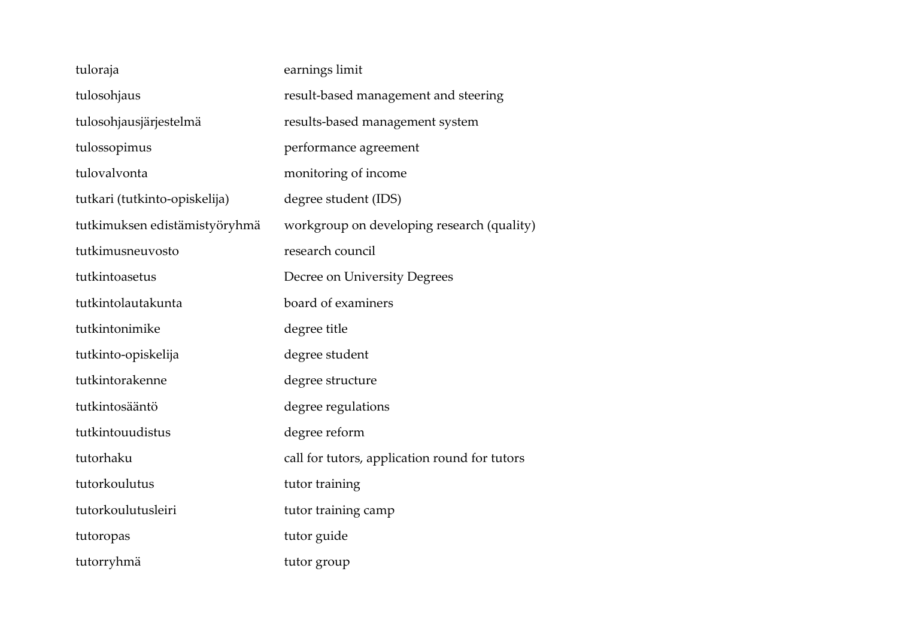| | |
|---|---|
| tuloraja | earnings limit |
| tulosohjaus | result-based management and steering |
| tulosohjausjärjestelmä | results-based management system |
| tulossopimus | performance agreement |
| tulovalvonta | monitoring of income |
| tutkari (tutkinto-opiskelija) | degree student (IDS) |
| tutkimuksen edistämistyöryhmä | workgroup on developing research (quality) |
| tutkimusneuvosto | research council |
| tutkintoasetus | Decree on University Degrees |
| tutkintolautakunta | board of examiners |
| tutkintonimike | degree title |
| tutkinto-opiskelija | degree student |
| tutkintorakenne | degree structure |
| tutkintosääntö | degree regulations |
| tutkintouudistus | degree reform |
| tutorhaku | call for tutors, application round for tutors |
| tutorkoulutus | tutor training |
| tutorkoulutusleiri | tutor training camp |
| tutoropas | tutor guide |
| tutorryhmä | tutor group |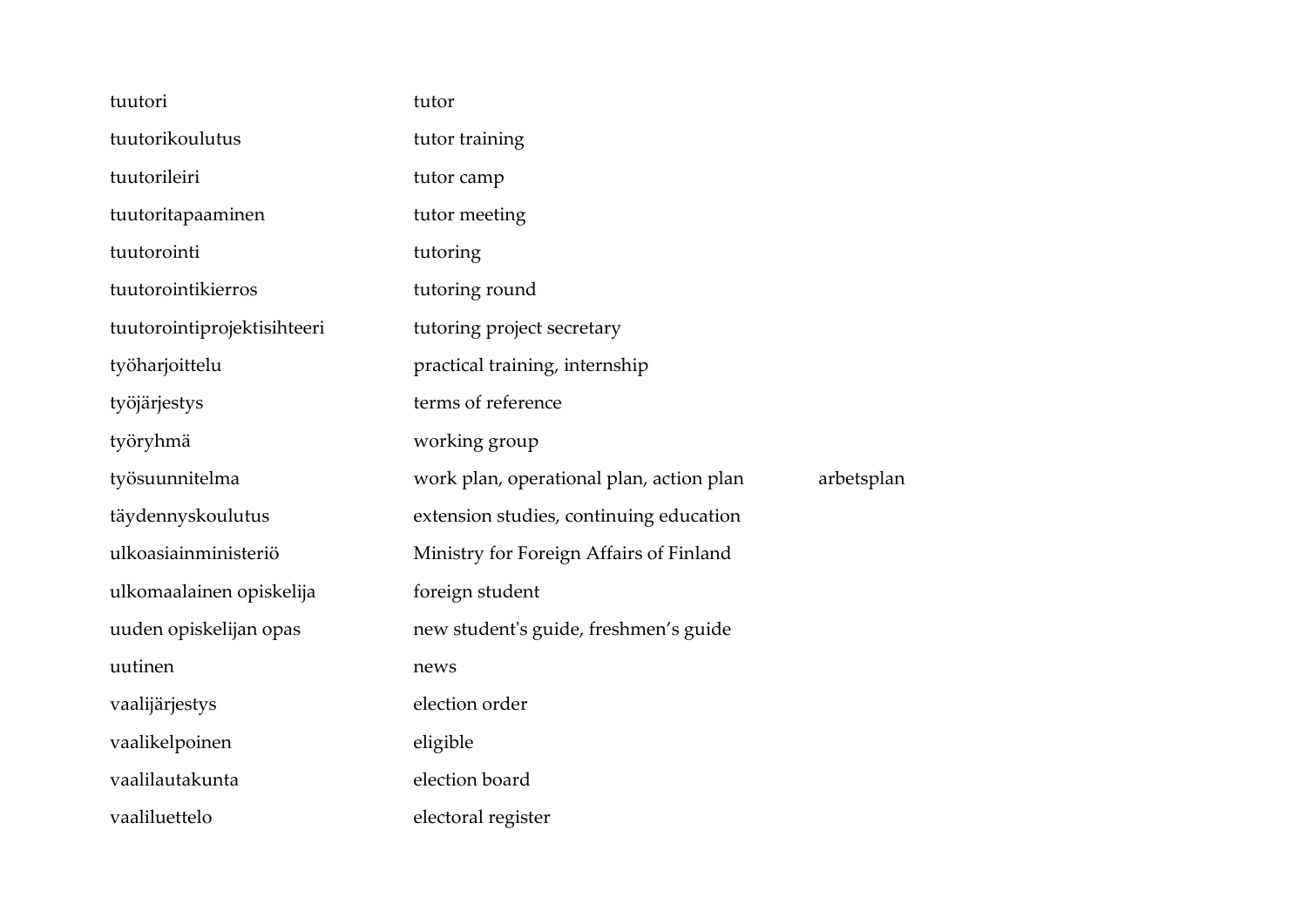| | | |
|---|---|---|
| tuutori | tutor | |
| tuutorikoulutus | tutor training | |
| tuutorileiri | tutor camp | |
| tuutoritapaaminen | tutor meeting | |
| tuutorointi | tutoring | |
| tuutorointikierros | tutoring round | |
| tuutorointiprojektisihteeri | tutoring project secretary | |
| työharjoittelu | practical training, internship | |
| työjärjestys | terms of reference | |
| työryhmä | working group | |
| työsuunnitelma | work plan, operational plan, action plan | arbetsplan |
| täydennyskoulutus | extension studies, continuing education | |
| ulkoasiainministeriö | Ministry for Foreign Affairs of Finland | |
| ulkomaalainen opiskelija | foreign student | |
| uuden opiskelijan opas | new student's guide, freshmen's guide | |
| uutinen | news | |
| vaalijärjestys | election order | |
| vaalikelpoinen | eligible | |
| vaalilautakunta | election board | |
| vaaliluettelo | electoral register | |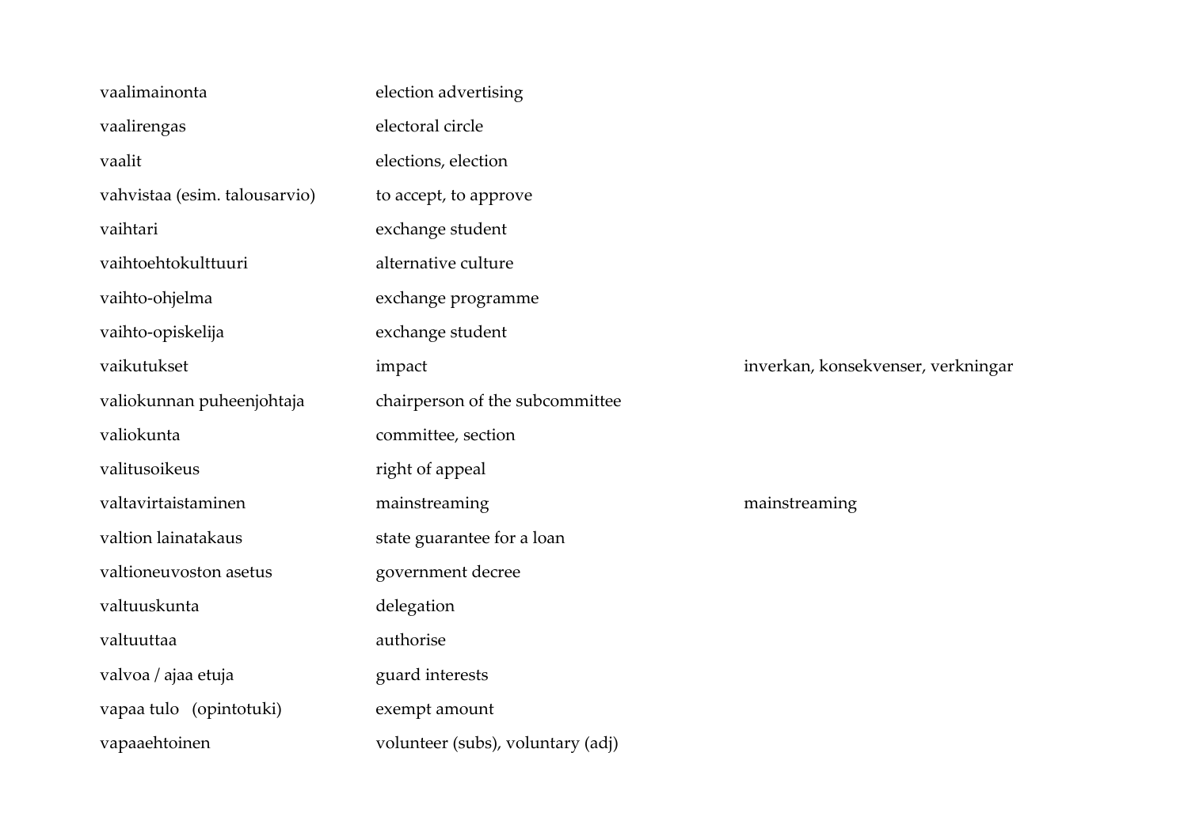| | | |
|---|---|---|
| vaalimainonta | election advertising | |
| vaalirengas | electoral circle | |
| vaalit | elections, election | |
| vahvistaa (esim. talousarvio) | to accept, to approve | |
| vaihtari | exchange student | |
| vaihtoehtokulttuuri | alternative culture | |
| vaihto-ohjelma | exchange programme | |
| vaihto-opiskelija | exchange student | |
| vaikutukset | impact | inverkan, konsekvenser, verkningar |
| valiokunnan puheenjohtaja | chairperson of the subcommittee | |
| valiokunta | committee, section | |
| valitusoikeus | right of appeal | |
| valtavirtaistaminen | mainstreaming | mainstreaming |
| valtion lainatakaus | state guarantee for a loan | |
| valtioneuvoston asetus | government decree | |
| valtuuskunta | delegation | |
| valtuuttaa | authorise | |
| valvoa / ajaa etuja | guard interests | |
| vapaa tulo (opintotuki) | exempt amount | |
| vapaaehtoinen | volunteer (subs), voluntary (adj) | |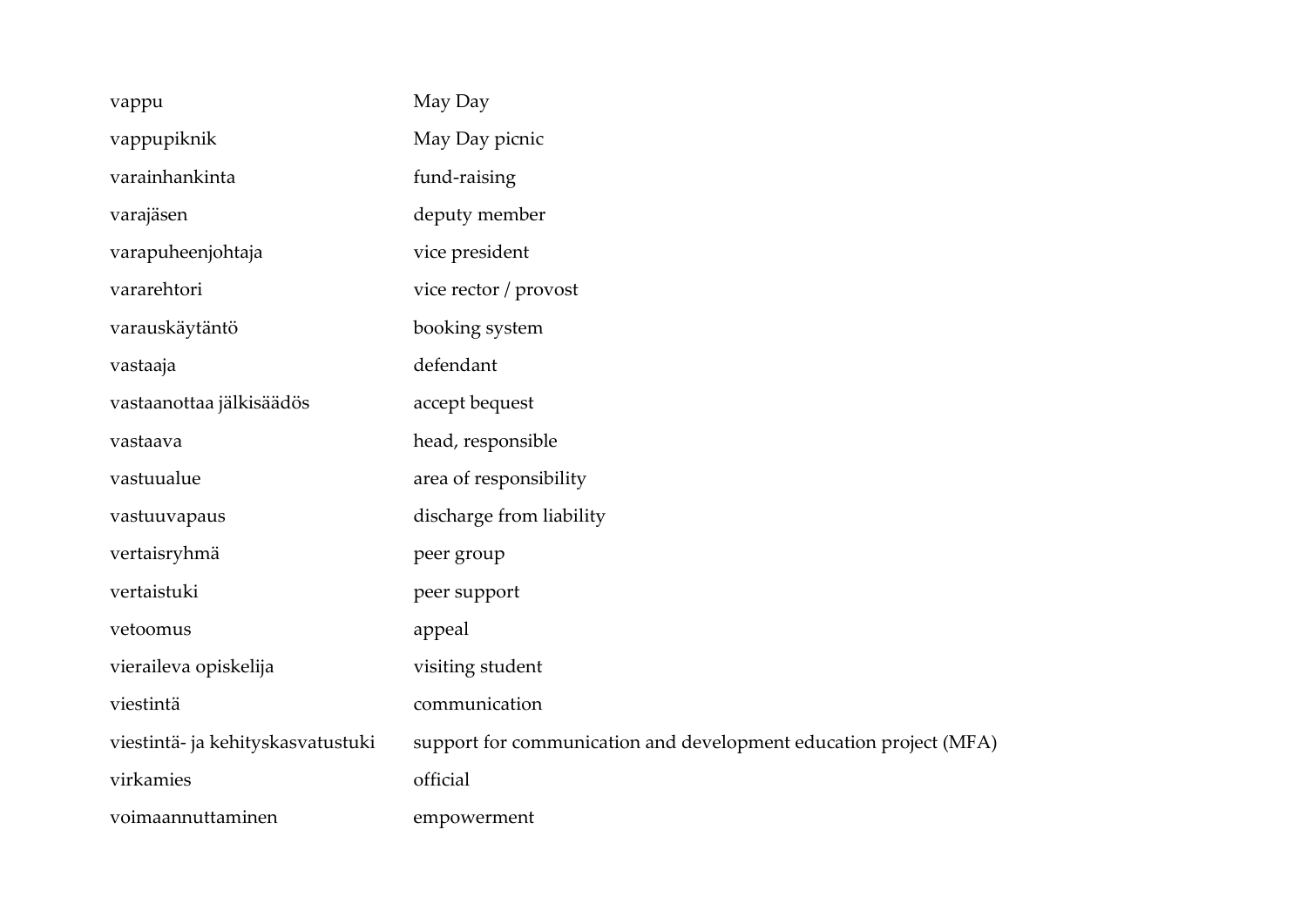| | |
|---|---|
| vappu | May Day |
| vappupiknik | May Day picnic |
| varainhankinta | fund-raising |
| varajäsen | deputy member |
| varapuheenjohtaja | vice president |
| vararehtori | vice rector / provost |
| varauskäytäntö | booking system |
| vastaaja | defendant |
| vastaanottaa jälkisäädös | accept bequest |
| vastaava | head, responsible |
| vastuualue | area of responsibility |
| vastuuvapaus | discharge from liability |
| vertaisryhmä | peer group |
| vertaistuki | peer support |
| vetoomus | appeal |
| vieraileva opiskelija | visiting student |
| viestintä | communication |
| viestintä- ja kehityskasvatustuki | support for communication and development education project (MFA) |
| virkamies | official |
| voimaannuttaminen | empowerment |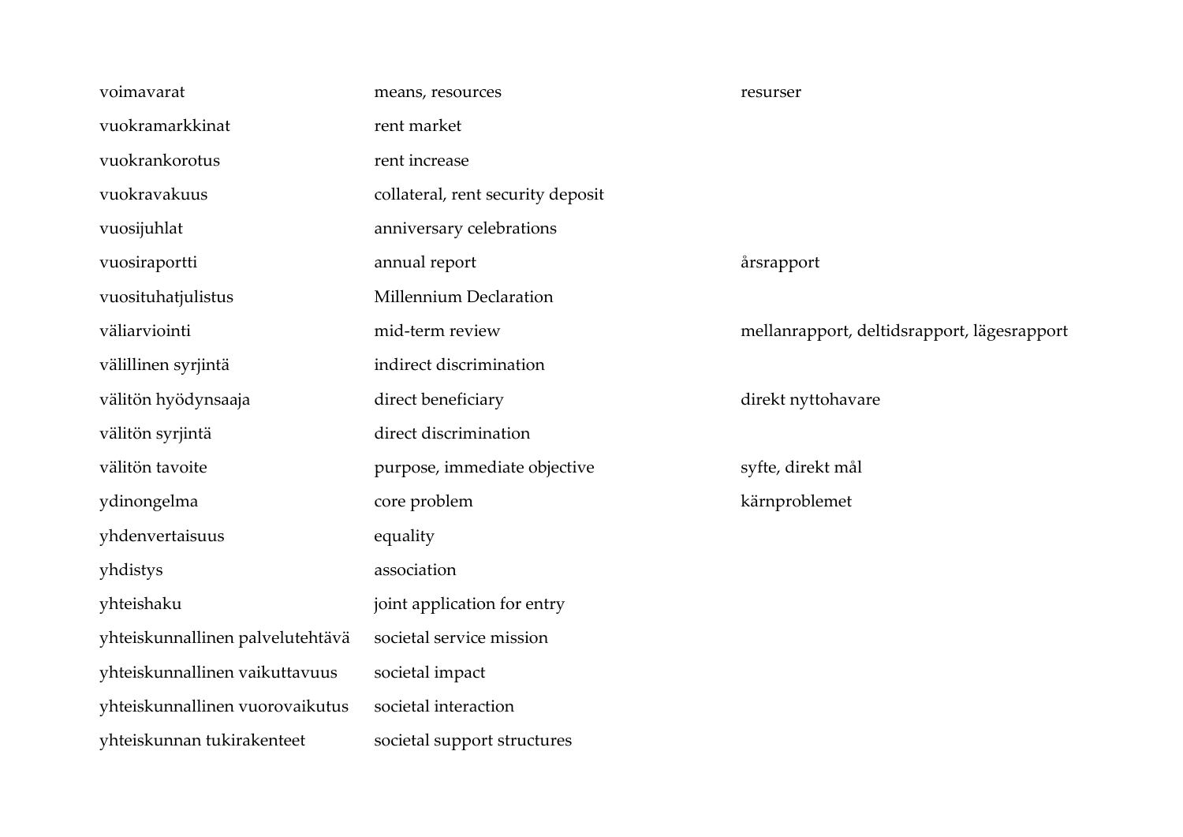| | | |
|---|---|---|
| voimavarat | means, resources | resurser |
| vuokramarkkinat | rent market | |
| vuokrankorotus | rent increase | |
| vuokravakuus | collateral, rent security deposit | |
| vuosijuhlat | anniversary celebrations | |
| vuosiraportti | annual report | årsrapport |
| vuosituhatjulistus | Millennium Declaration | |
| väliarviointi | mid-term review | mellanrapport, deltidsrapport, lägesrapport |
| välillinen syrjintä | indirect discrimination | |
| välitön hyödynsaaja | direct beneficiary | direkt nyttohavare |
| välitön syrjintä | direct discrimination | |
| välitön tavoite | purpose, immediate objective | syfte, direkt mål |
| ydinongelma | core problem | kärnproblemet |
| yhdenvertaisuus | equality | |
| yhdistys | association | |
| yhteishaku | joint application for entry | |
| yhteiskunnallinen palvelutehtävä | societal service mission | |
| yhteiskunnallinen vaikuttavuus | societal impact | |
| yhteiskunnallinen vuorovaikutus | societal interaction | |
| yhteiskunnan tukirakenteet | societal support structures | |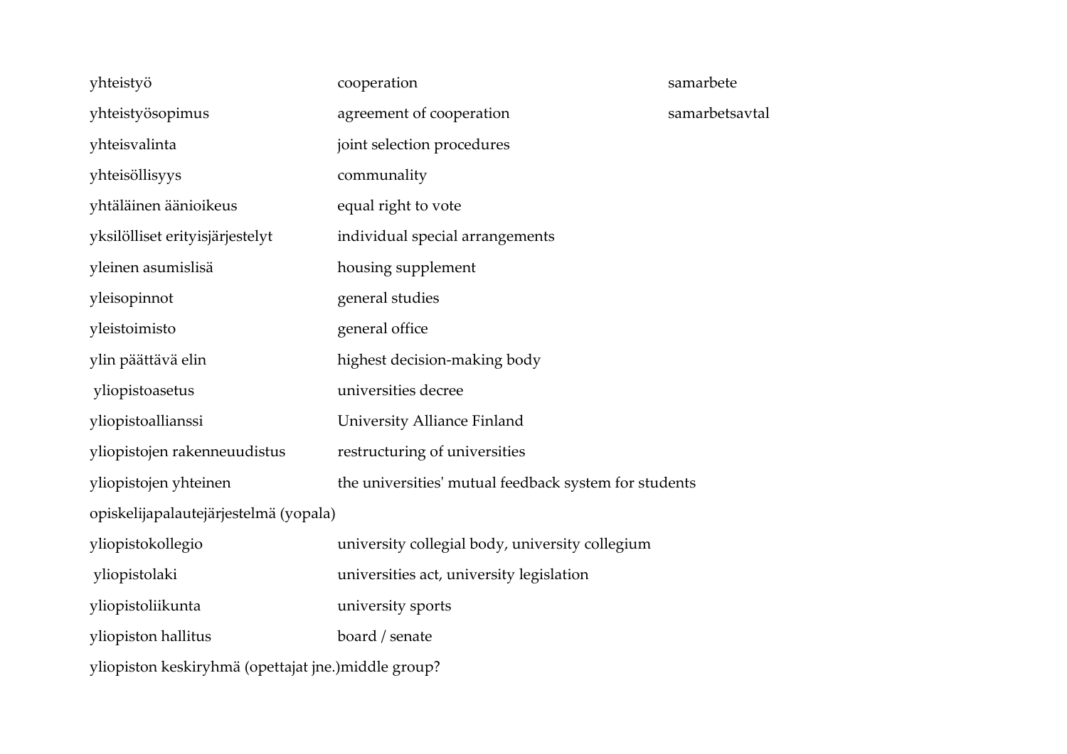| | | |
|---|---|---|
| yhteistyö | cooperation | samarbete |
| yhteistyösopimus | agreement of cooperation | samarbetsavtal |
| yhteisvalinta | joint selection procedures | |
| yhteisöllisyys | communality | |
| yhtäläinen äänioikeus | equal right to vote | |
| yksilölliset erityisjärjestelyt | individual special arrangements | |
| yleinen asumislisä | housing supplement | |
| yleisopinnot | general studies | |
| yleistoimisto | general office | |
| ylin päättävä elin | highest decision-making body | |
| yliopistoasetus | universities decree | |
| yliopistoallianssi | University Alliance Finland | |
| yliopistojen rakenneuudistus | restructuring of universities | |
| yliopistojen yhteinen opiskelijapalautejärjestelmä (yopala) | the universities' mutual feedback system for students | |
| yliopistokollegio | university collegial body, university collegium | |
| yliopistolaki | universities act, university legislation | |
| yliopistoliikunta | university sports | |
| yliopiston hallitus | board / senate | |
| yliopiston keskiryhmä (opettajat jne.) | middle group? | |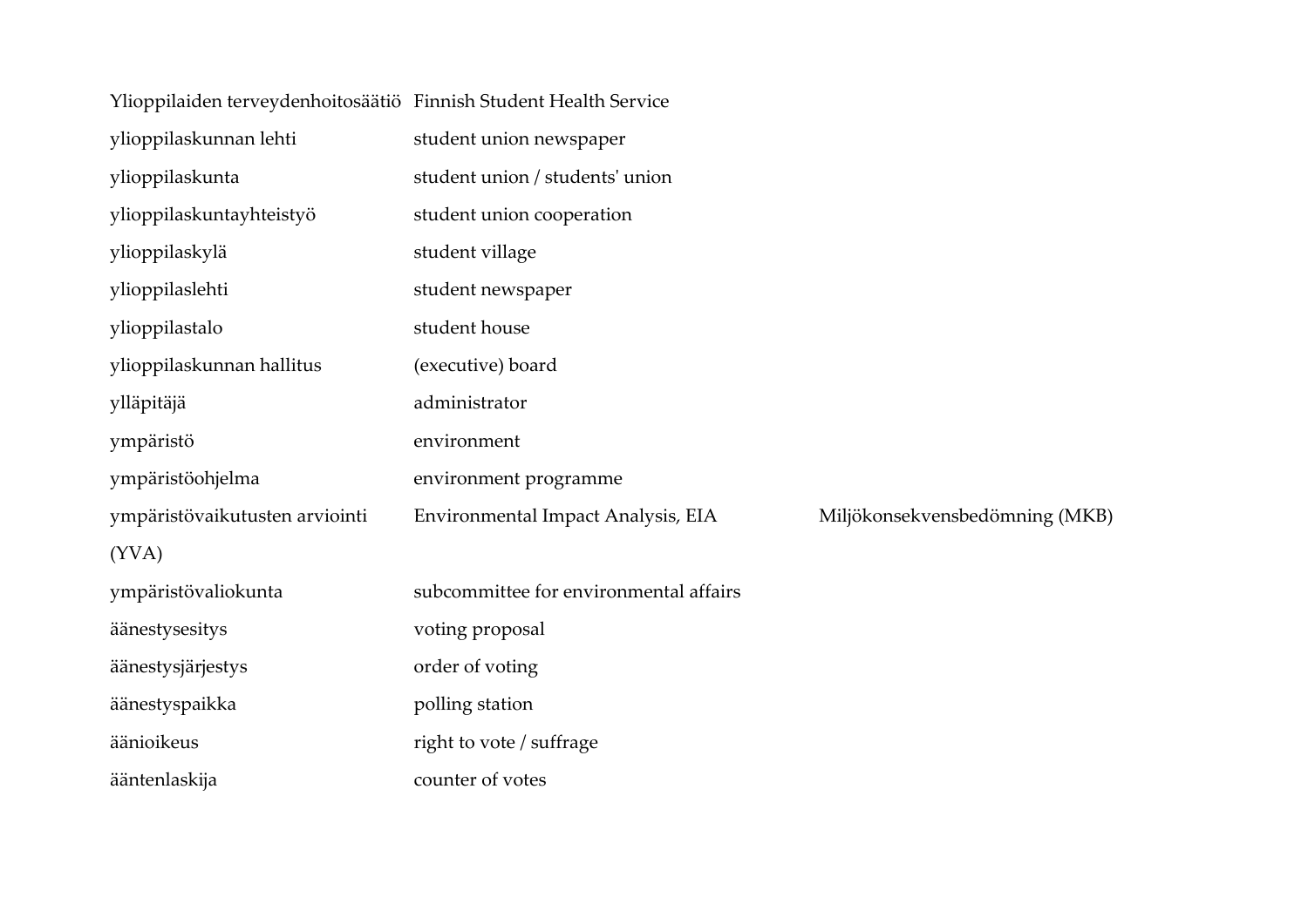| | | |
|---|---|---|
| Ylioppilaiden terveydenhoitosäätiö | Finnish Student Health Service | |
| ylioppilaskunnan lehti | student union newspaper | |
| ylioppilaskunta | student union / students' union | |
| ylioppilaskuntayhteistyö | student union cooperation | |
| ylioppilaskylä | student village | |
| ylioppilaslehti | student newspaper | |
| ylioppilastalo | student house | |
| ylioppilaskunnan hallitus | (executive) board | |
| ylläpitäjä | administrator | |
| ympäristö | environment | |
| ympäristöohjelma | environment programme | |
| ympäristövaikutusten arviointi (YVA) | Environmental Impact Analysis, EIA | Miljökonsekvensbedömning (MKB) |
| ympäristövaliokunta | subcommittee for environmental affairs | |
| äänestysesitys | voting proposal | |
| äänestysjärjestys | order of voting | |
| äänestyspaikka | polling station | |
| äänioikeus | right to vote / suffrage | |
| ääntenlaskija | counter of votes | |